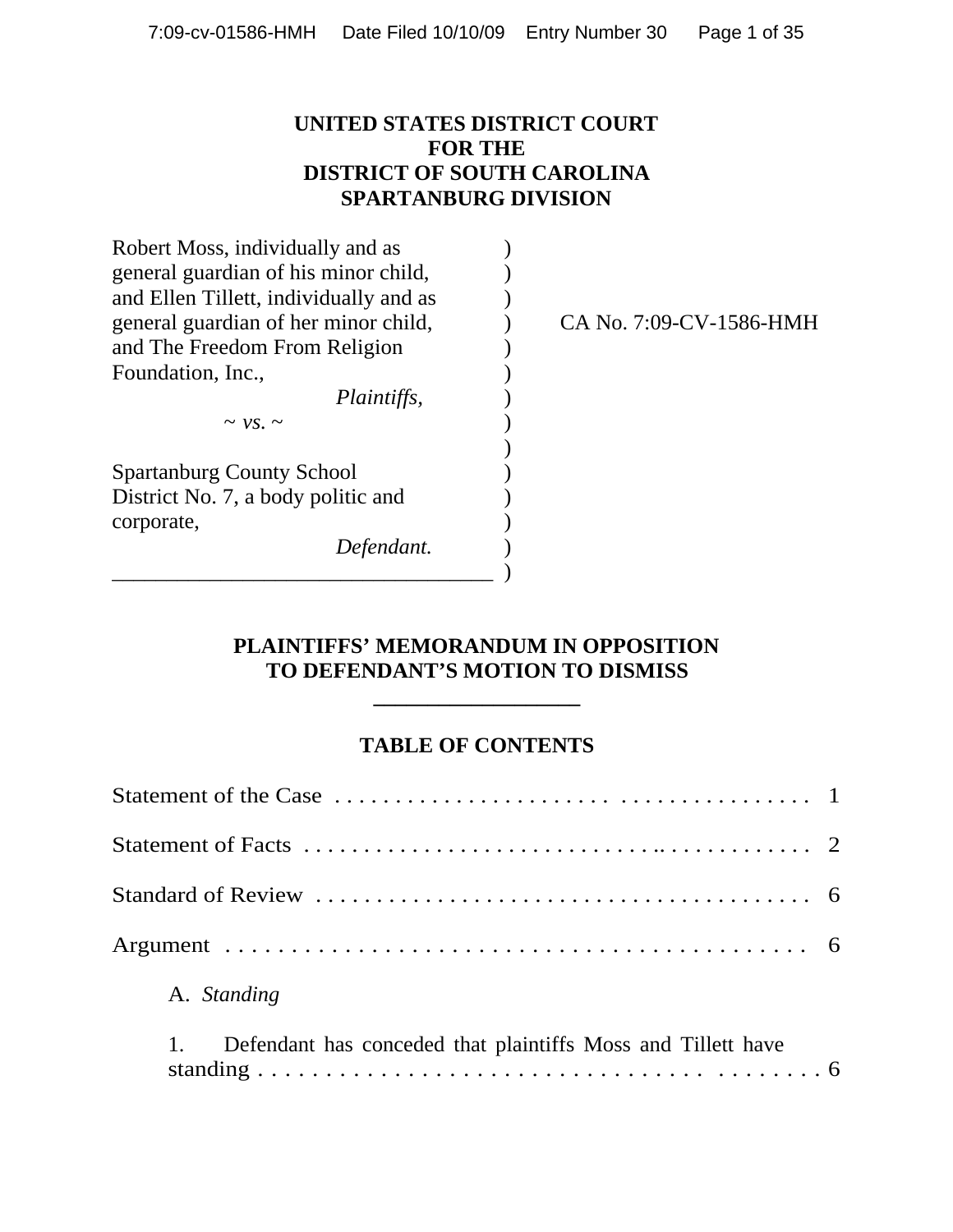**UNITED STATES DISTRICT COURT**
**FOR THE**
**DISTRICT OF SOUTH CAROLINA**
**SPARTANBURG DIVISION**

| | |
|---|---|
| Robert Moss, individually and as general guardian of his minor child, and Ellen Tillett, individually and as general guardian of her minor child, and The Freedom From Religion Foundation, Inc., *Plaintiffs,* | CA No. 7:09-CV-1586-HMH |
| ~ *vs.* ~ | |
| Spartanburg County School District No. 7, a body politic and corporate, *Defendant.* | |

## PLAINTIFFS' MEMORANDUM IN OPPOSITION TO DEFENDANT'S MOTION TO DISMISS

## TABLE OF CONTENTS

Statement of the Case . . . . . . . . . . . . . . . . . . . . . . . . . . . . . . . . . . . . . . 1

Statement of Facts . . . . . . . . . . . . . . . . . . . . . . . . . . . . . . . . . . . . . . . . . 2

Standard of Review . . . . . . . . . . . . . . . . . . . . . . . . . . . . . . . . . . . . . . . . 6

Argument . . . . . . . . . . . . . . . . . . . . . . . . . . . . . . . . . . . . . . . . . . . . . . 6

A. *Standing*

1. Defendant has conceded that plaintiffs Moss and Tillett have standing . . . . . . . . . . . . . . . . . . . . . . . . . . . . . . . . . . . . . . . . . . . . . 6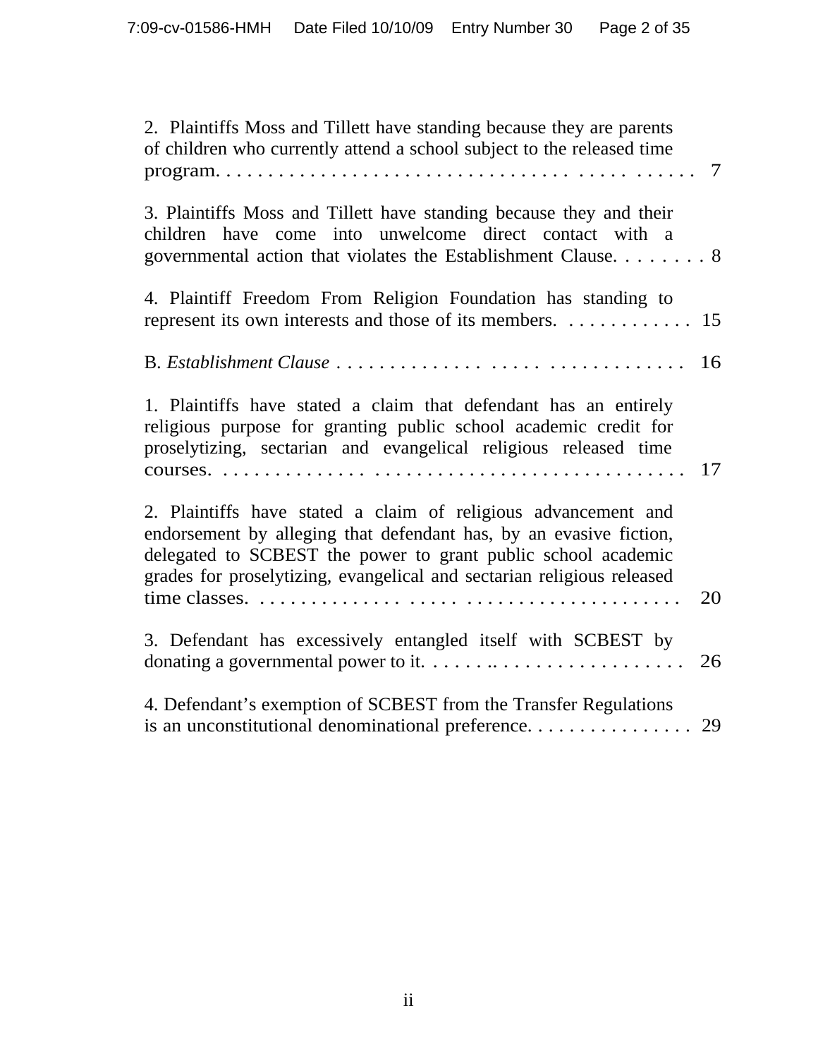2. Plaintiffs Moss and Tillett have standing because they are parents of children who currently attend a school subject to the released time program. . . . . . . . . . . . . . . . . . . . . . . . . . . . . . . . . . . . . . . . . 7

3. Plaintiffs Moss and Tillett have standing because they and their children have come into unwelcome direct contact with a governmental action that violates the Establishment Clause. . . . . . . . 8

4. Plaintiff Freedom From Religion Foundation has standing to represent its own interests and those of its members. . . . . . . . . . . . . 15

B. *Establishment Clause* . . . . . . . . . . . . . . . . . . . . . . . . . . . . . . . . . 16

1. Plaintiffs have stated a claim that defendant has an entirely religious purpose for granting public school academic credit for proselytizing, sectarian and evangelical religious released time courses. . . . . . . . . . . . . . . . . . . . . . . . . . . . . . . . . . . . . . . . . . . . . 17

2. Plaintiffs have stated a claim of religious advancement and endorsement by alleging that defendant has, by an evasive fiction, delegated to SCBEST the power to grant public school academic grades for proselytizing, evangelical and sectarian religious released time classes. . . . . . . . . . . . . . . . . . . . . . . . . . . . . . . . . . . . . . . . 20

3. Defendant has excessively entangled itself with SCBEST by donating a governmental power to it. . . . . . . .. . . . . . . . . . . . . . . . . 26

4. Defendant's exemption of SCBEST from the Transfer Regulations is an unconstitutional denominational preference. . . . . . . . . . . . . . . . 29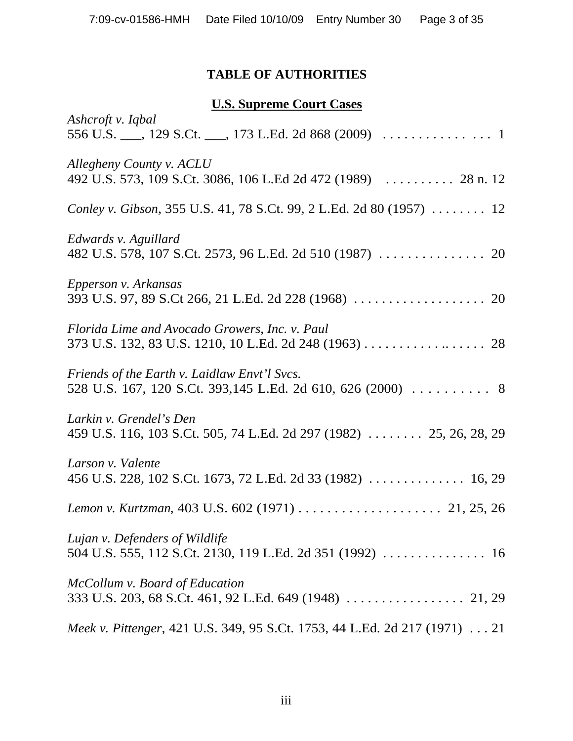# TABLE OF AUTHORITIES

## U.S. Supreme Court Cases

*Ashcroft v. Iqbal*
556 U.S. ___, 129 S.Ct. ___, 173 L.Ed. 2d 868 (2009) . . . . . . . . . . . . . . . . 1

*Allegheny County v. ACLU*
492 U.S. 573, 109 S.Ct. 3086, 106 L.Ed 2d 472 (1989) . . . . . . . . . . 28 n. 12

*Conley v. Gibson*, 355 U.S. 41, 78 S.Ct. 99, 2 L.Ed. 2d 80 (1957) . . . . . . . . 12

*Edwards v. Aguillard*
482 U.S. 578, 107 S.Ct. 2573, 96 L.Ed. 2d 510 (1987) . . . . . . . . . . . . . . . 20

*Epperson v. Arkansas*
393 U.S. 97, 89 S.Ct 266, 21 L.Ed. 2d 228 (1968) . . . . . . . . . . . . . . . . . . . 20

*Florida Lime and Avocado Growers, Inc. v. Paul*
373 U.S. 132, 83 U.S. 1210, 10 L.Ed. 2d 248 (1963) . . . . . . . . . . . . . .. . . . . . 28

*Friends of the Earth v. Laidlaw Envt'l Svcs.*
528 U.S. 167, 120 S.Ct. 393,145 L.Ed. 2d 610, 626 (2000) . . . . . . . . . . 8

*Larkin v. Grendel's Den*
459 U.S. 116, 103 S.Ct. 505, 74 L.Ed. 2d 297 (1982) . . . . . . . . 25, 26, 28, 29

*Larson v. Valente*
456 U.S. 228, 102 S.Ct. 1673, 72 L.Ed. 2d 33 (1982) . . . . . . . . . . . . . . 16, 29

*Lemon v. Kurtzman*, 403 U.S. 602 (1971) . . . . . . . . . . . . . . . . . . . . . 21, 25, 26

*Lujan v. Defenders of Wildlife*
504 U.S. 555, 112 S.Ct. 2130, 119 L.Ed. 2d 351 (1992) . . . . . . . . . . . . . . . 16

*McCollum v. Board of Education*
333 U.S. 203, 68 S.Ct. 461, 92 L.Ed. 649 (1948) . . . . . . . . . . . . . . . . . 21, 29

*Meek v. Pittenger*, 421 U.S. 349, 95 S.Ct. 1753, 44 L.Ed. 2d 217 (1971) . . . 21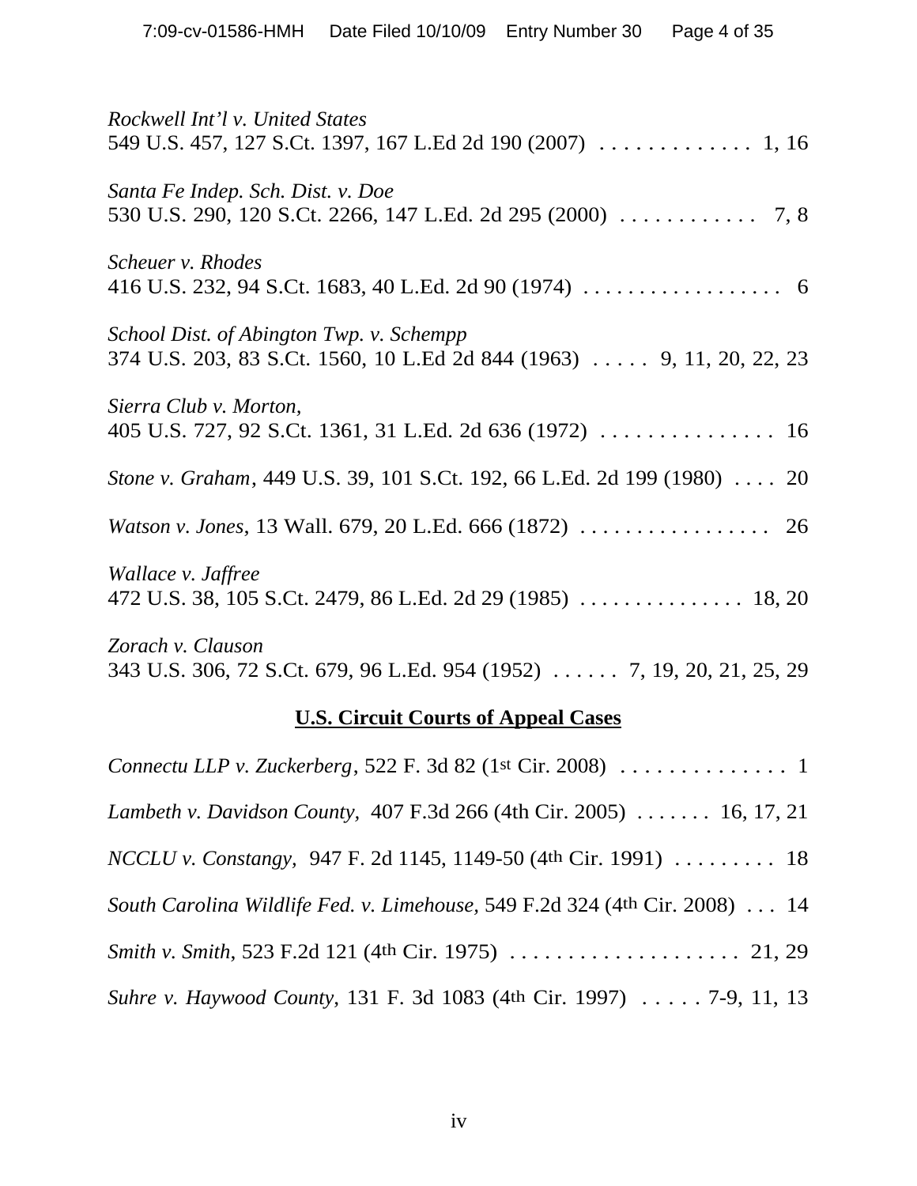*Rockwell Int'l v. United States*
549 U.S. 457, 127 S.Ct. 1397, 167 L.Ed 2d 190 (2007) . . . . . . . . . . . . . 1, 16

*Santa Fe Indep. Sch. Dist. v. Doe*
530 U.S. 290, 120 S.Ct. 2266, 147 L.Ed. 2d 295 (2000) . . . . . . . . . . . . 7, 8

*Scheuer v. Rhodes*
416 U.S. 232, 94 S.Ct. 1683, 40 L.Ed. 2d 90 (1974) . . . . . . . . . . . . . . . . . . 6

*School Dist. of Abington Twp. v. Schempp*
374 U.S. 203, 83 S.Ct. 1560, 10 L.Ed 2d 844 (1963) . . . . . 9, 11, 20, 22, 23

*Sierra Club v. Morton,*
405 U.S. 727, 92 S.Ct. 1361, 31 L.Ed. 2d 636 (1972) . . . . . . . . . . . . . . . 16

*Stone v. Graham*, 449 U.S. 39, 101 S.Ct. 192, 66 L.Ed. 2d 199 (1980) . . . . 20

*Watson v. Jones*, 13 Wall. 679, 20 L.Ed. 666 (1872) . . . . . . . . . . . . . . . . . 26

*Wallace v. Jaffree*
472 U.S. 38, 105 S.Ct. 2479, 86 L.Ed. 2d 29 (1985) . . . . . . . . . . . . . . 18, 20

*Zorach v. Clauson*
343 U.S. 306, 72 S.Ct. 679, 96 L.Ed. 954 (1952) . . . . . . 7, 19, 20, 21, 25, 29

**U.S. Circuit Courts of Appeal Cases**

*Connectu LLP v. Zuckerberg*, 522 F. 3d 82 (1st Cir. 2008) . . . . . . . . . . . . . . 1

*Lambeth v. Davidson County,* 407 F.3d 266 (4th Cir. 2005) . . . . . . . 16, 17, 21

*NCCLU v. Constangy,* 947 F. 2d 1145, 1149-50 (4th Cir. 1991) . . . . . . . . . 18

*South Carolina Wildlife Fed. v. Limehouse,* 549 F.2d 324 (4th Cir. 2008) . . . 14

*Smith v. Smith*, 523 F.2d 121 (4th Cir. 1975) . . . . . . . . . . . . . . . . . . . . 21, 29

*Suhre v. Haywood County*, 131 F. 3d 1083 (4th Cir. 1997) . . . . . 7-9, 11, 13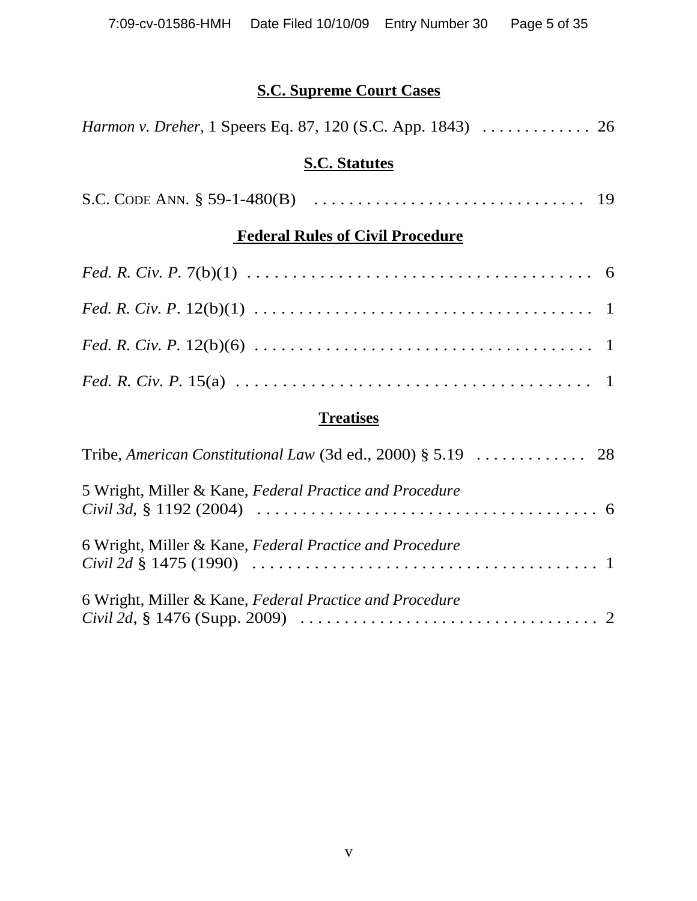**S.C. Supreme Court Cases**

*Harmon v. Dreher*, 1 Speers Eq. 87, 120 (S.C. App. 1843) . . . . . . . . . . . . . 26

**S.C. Statutes**

S.C. CODE ANN. § 59-1-480(B) . . . . . . . . . . . . . . . . . . . . . . . . . . . . . . 19

**Federal Rules of Civil Procedure**

*Fed. R. Civ. P.* 7(b)(1) . . . . . . . . . . . . . . . . . . . . . . . . . . . . . . . . . . . . . 6

*Fed. R. Civ. P*. 12(b)(1) . . . . . . . . . . . . . . . . . . . . . . . . . . . . . . . . . . . . 1

*Fed. R. Civ. P.* 12(b)(6) . . . . . . . . . . . . . . . . . . . . . . . . . . . . . . . . . . . . 1

*Fed. R. Civ. P.* 15(a) . . . . . . . . . . . . . . . . . . . . . . . . . . . . . . . . . . . . . . 1

**Treatises**

Tribe, *American Constitutional Law* (3d ed., 2000) § 5.19 . . . . . . . . . . . . . 28

5 Wright, Miller & Kane, *Federal Practice and Procedure Civil 3d,* § 1192 (2004) . . . . . . . . . . . . . . . . . . . . . . . . . . . . . . . . . . . . . 6

6 Wright, Miller & Kane, *Federal Practice and Procedure Civil 2d* § 1475 (1990) . . . . . . . . . . . . . . . . . . . . . . . . . . . . . . . . . . . . . 1

6 Wright, Miller & Kane, *Federal Practice and Procedure Civil 2d*, § 1476 (Supp. 2009) . . . . . . . . . . . . . . . . . . . . . . . . . . . . . . . . . 2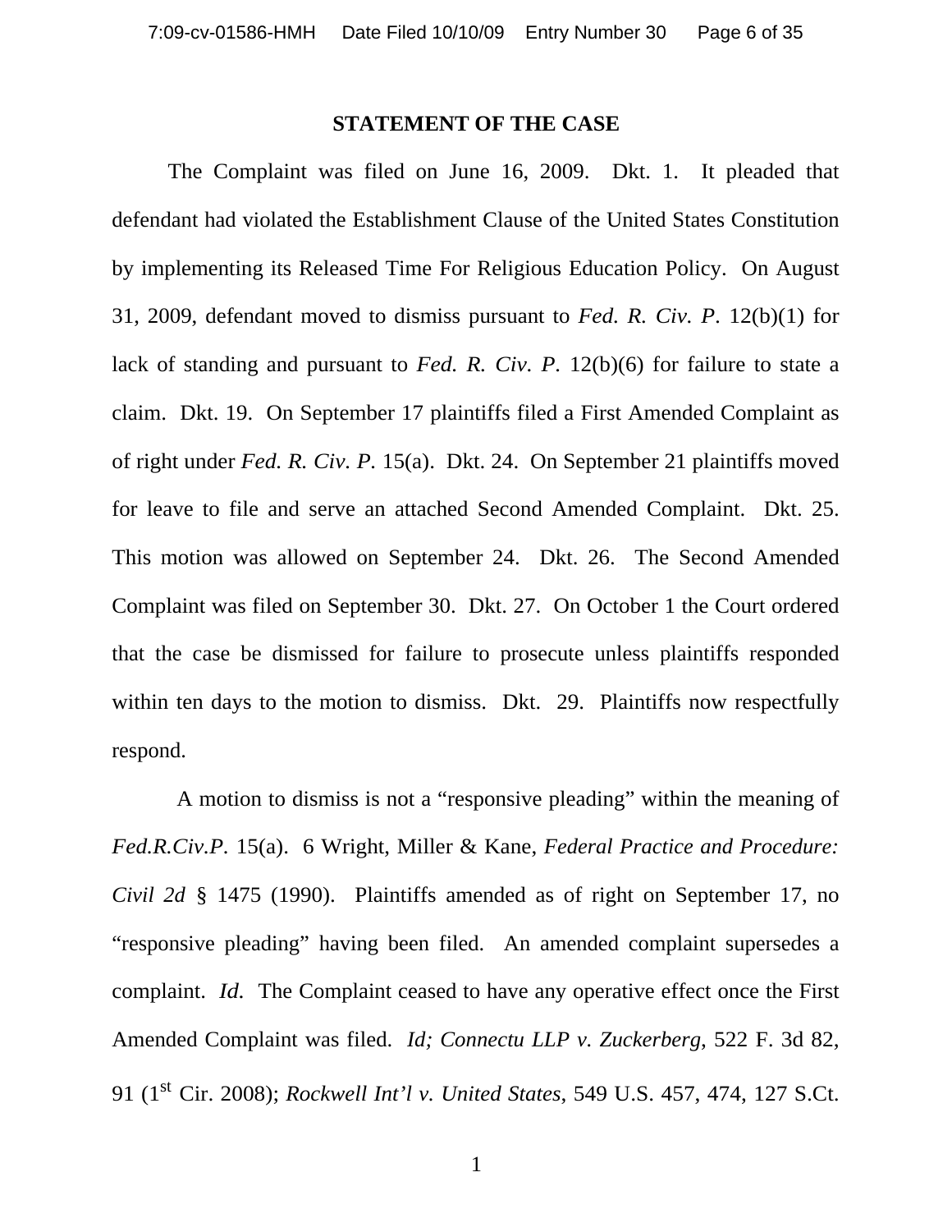## STATEMENT OF THE CASE

The Complaint was filed on June 16, 2009. Dkt. 1. It pleaded that defendant had violated the Establishment Clause of the United States Constitution by implementing its Released Time For Religious Education Policy. On August 31, 2009, defendant moved to dismiss pursuant to *Fed. R. Civ. P*. 12(b)(1) for lack of standing and pursuant to *Fed. R. Civ. P*. 12(b)(6) for failure to state a claim. Dkt. 19. On September 17 plaintiffs filed a First Amended Complaint as of right under *Fed. R. Civ. P*. 15(a). Dkt. 24. On September 21 plaintiffs moved for leave to file and serve an attached Second Amended Complaint. Dkt. 25. This motion was allowed on September 24. Dkt. 26. The Second Amended Complaint was filed on September 30. Dkt. 27. On October 1 the Court ordered that the case be dismissed for failure to prosecute unless plaintiffs responded within ten days to the motion to dismiss. Dkt. 29. Plaintiffs now respectfully respond.

A motion to dismiss is not a "responsive pleading" within the meaning of *Fed.R.Civ.P*. 15(a). 6 Wright, Miller & Kane, *Federal Practice and Procedure: Civil 2d* § 1475 (1990). Plaintiffs amended as of right on September 17, no "responsive pleading" having been filed. An amended complaint supersedes a complaint. *Id.* The Complaint ceased to have any operative effect once the First Amended Complaint was filed. *Id; Connectu LLP v. Zuckerberg*, 522 F. 3d 82, 91 (1st Cir. 2008); *Rockwell Int'l v. United States*, 549 U.S. 457, 474, 127 S.Ct.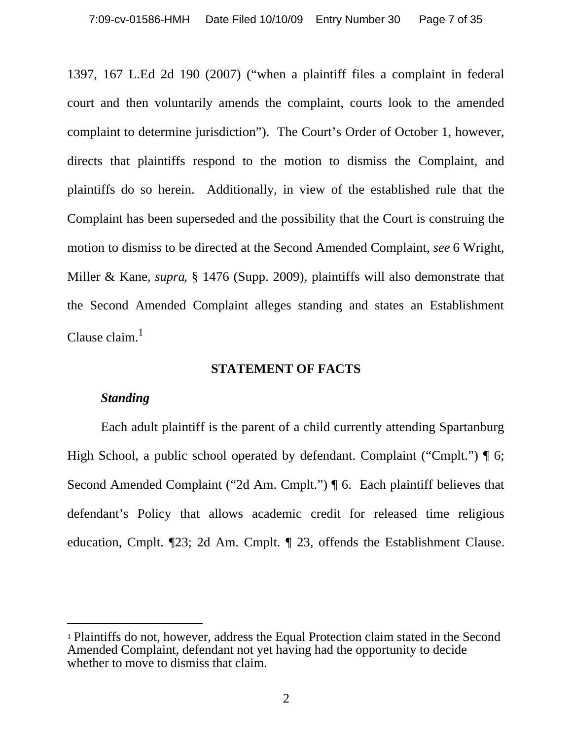1397, 167 L.Ed 2d 190 (2007) ("when a plaintiff files a complaint in federal court and then voluntarily amends the complaint, courts look to the amended complaint to determine jurisdiction"). The Court's Order of October 1, however, directs that plaintiffs respond to the motion to dismiss the Complaint, and plaintiffs do so herein. Additionally, in view of the established rule that the Complaint has been superseded and the possibility that the Court is construing the motion to dismiss to be directed at the Second Amended Complaint, *see* 6 Wright, Miller & Kane, *supra*, § 1476 (Supp. 2009), plaintiffs will also demonstrate that the Second Amended Complaint alleges standing and states an Establishment Clause claim.[1]

## STATEMENT OF FACTS

***Standing***

Each adult plaintiff is the parent of a child currently attending Spartanburg High School, a public school operated by defendant. Complaint ("Cmplt.") ¶ 6; Second Amended Complaint ("2d Am. Cmplt.") ¶ 6. Each plaintiff believes that defendant's Policy that allows academic credit for released time religious education, Cmplt. ¶23; 2d Am. Cmplt. ¶ 23, offends the Establishment Clause.

---

[1] Plaintiffs do not, however, address the Equal Protection claim stated in the Second Amended Complaint, defendant not yet having had the opportunity to decide whether to move to dismiss that claim.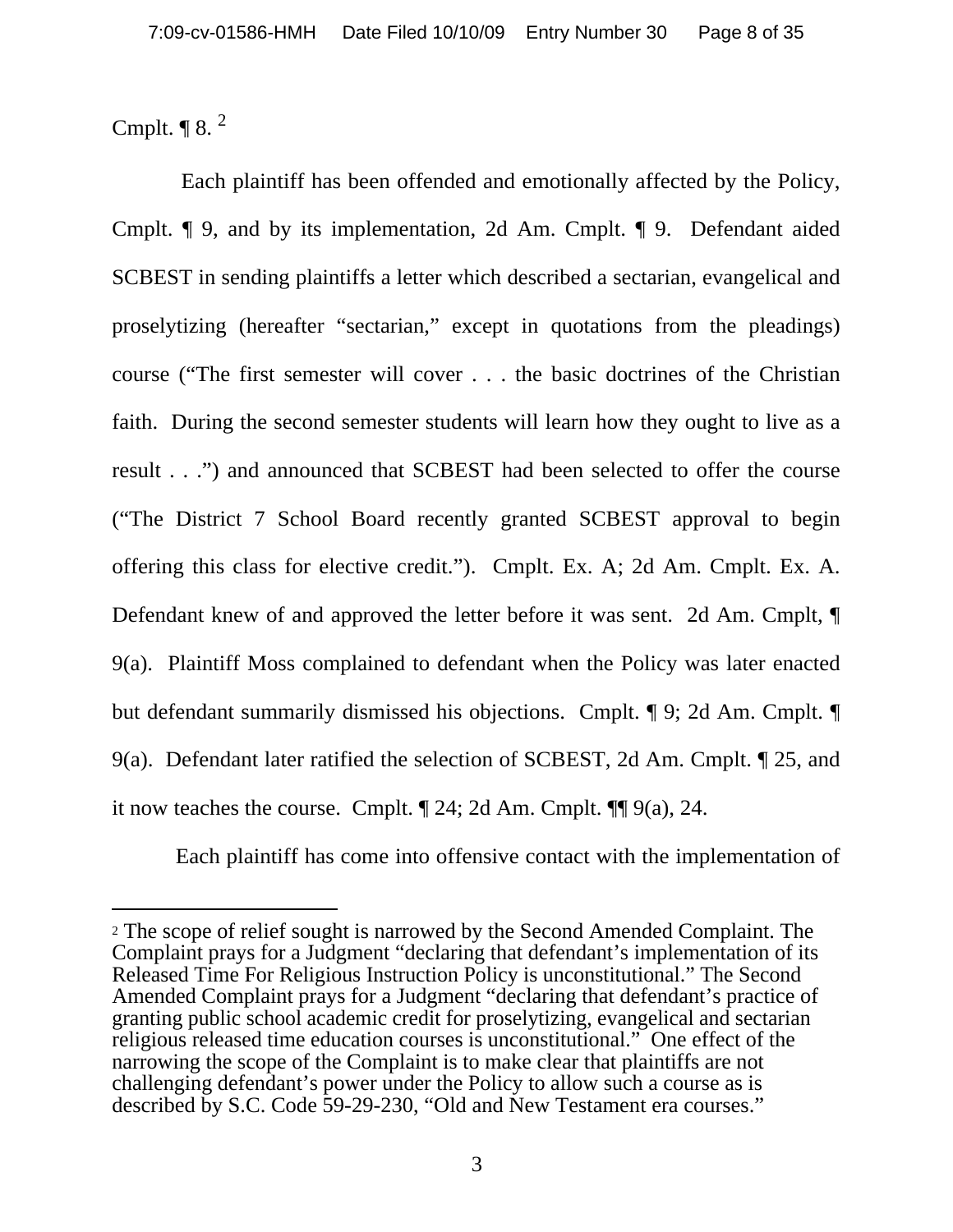Cmplt. ¶ 8. [2]

Each plaintiff has been offended and emotionally affected by the Policy, Cmplt. ¶ 9, and by its implementation, 2d Am. Cmplt. ¶ 9. Defendant aided SCBEST in sending plaintiffs a letter which described a sectarian, evangelical and proselytizing (hereafter "sectarian," except in quotations from the pleadings) course ("The first semester will cover . . . the basic doctrines of the Christian faith. During the second semester students will learn how they ought to live as a result . . .") and announced that SCBEST had been selected to offer the course ("The District 7 School Board recently granted SCBEST approval to begin offering this class for elective credit."). Cmplt. Ex. A; 2d Am. Cmplt. Ex. A. Defendant knew of and approved the letter before it was sent. 2d Am. Cmplt, ¶ 9(a). Plaintiff Moss complained to defendant when the Policy was later enacted but defendant summarily dismissed his objections. Cmplt. ¶ 9; 2d Am. Cmplt. ¶ 9(a). Defendant later ratified the selection of SCBEST, 2d Am. Cmplt. ¶ 25, and it now teaches the course. Cmplt. ¶ 24; 2d Am. Cmplt. ¶¶ 9(a), 24.

Each plaintiff has come into offensive contact with the implementation of

---

[2] The scope of relief sought is narrowed by the Second Amended Complaint. The Complaint prays for a Judgment "declaring that defendant's implementation of its Released Time For Religious Instruction Policy is unconstitutional." The Second Amended Complaint prays for a Judgment "declaring that defendant's practice of granting public school academic credit for proselytizing, evangelical and sectarian religious released time education courses is unconstitutional." One effect of the narrowing the scope of the Complaint is to make clear that plaintiffs are not challenging defendant's power under the Policy to allow such a course as is described by S.C. Code 59-29-230, "Old and New Testament era courses."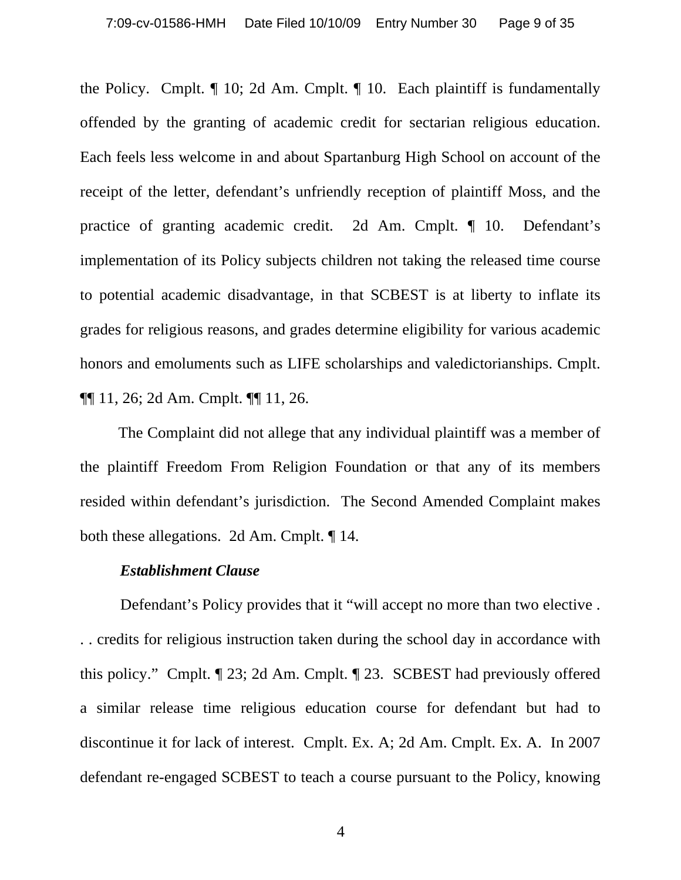the Policy. Cmplt. ¶ 10; 2d Am. Cmplt. ¶ 10. Each plaintiff is fundamentally offended by the granting of academic credit for sectarian religious education. Each feels less welcome in and about Spartanburg High School on account of the receipt of the letter, defendant's unfriendly reception of plaintiff Moss, and the practice of granting academic credit. 2d Am. Cmplt. ¶ 10. Defendant's implementation of its Policy subjects children not taking the released time course to potential academic disadvantage, in that SCBEST is at liberty to inflate its grades for religious reasons, and grades determine eligibility for various academic honors and emoluments such as LIFE scholarships and valedictorianships. Cmplt. ¶¶ 11, 26; 2d Am. Cmplt. ¶¶ 11, 26.

The Complaint did not allege that any individual plaintiff was a member of the plaintiff Freedom From Religion Foundation or that any of its members resided within defendant's jurisdiction. The Second Amended Complaint makes both these allegations. 2d Am. Cmplt. ¶ 14.

***Establishment Clause***

Defendant's Policy provides that it "will accept no more than two elective . . . credits for religious instruction taken during the school day in accordance with this policy." Cmplt. ¶ 23; 2d Am. Cmplt. ¶ 23. SCBEST had previously offered a similar release time religious education course for defendant but had to discontinue it for lack of interest. Cmplt. Ex. A; 2d Am. Cmplt. Ex. A. In 2007 defendant re-engaged SCBEST to teach a course pursuant to the Policy, knowing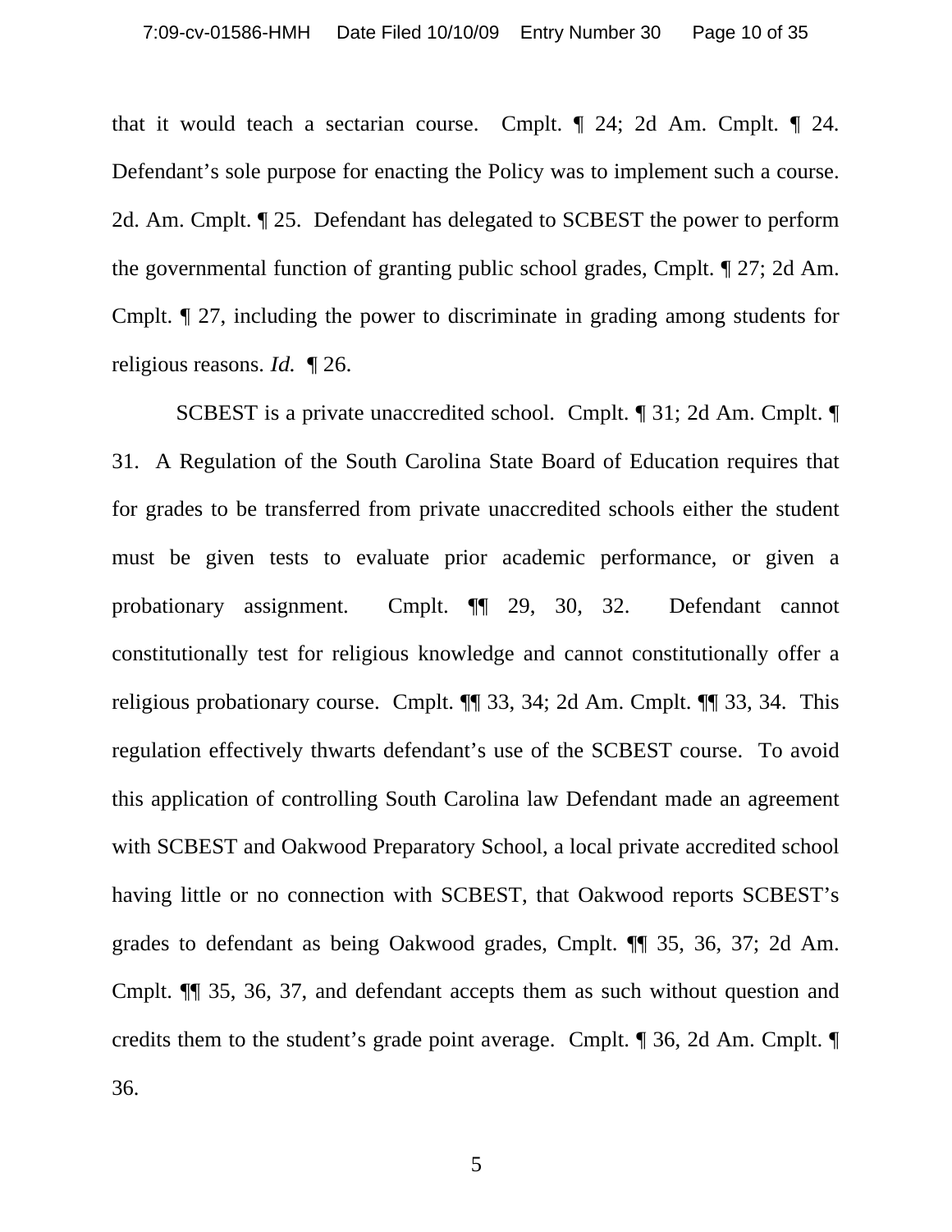that it would teach a sectarian course. Cmplt. ¶ 24; 2d Am. Cmplt. ¶ 24. Defendant's sole purpose for enacting the Policy was to implement such a course. 2d. Am. Cmplt. ¶ 25. Defendant has delegated to SCBEST the power to perform the governmental function of granting public school grades, Cmplt. ¶ 27; 2d Am. Cmplt. ¶ 27, including the power to discriminate in grading among students for religious reasons. *Id.* ¶ 26.

SCBEST is a private unaccredited school. Cmplt. ¶ 31; 2d Am. Cmplt. ¶ 31. A Regulation of the South Carolina State Board of Education requires that for grades to be transferred from private unaccredited schools either the student must be given tests to evaluate prior academic performance, or given a probationary assignment. Cmplt. ¶¶ 29, 30, 32. Defendant cannot constitutionally test for religious knowledge and cannot constitutionally offer a religious probationary course. Cmplt. ¶¶ 33, 34; 2d Am. Cmplt. ¶¶ 33, 34. This regulation effectively thwarts defendant's use of the SCBEST course. To avoid this application of controlling South Carolina law Defendant made an agreement with SCBEST and Oakwood Preparatory School, a local private accredited school having little or no connection with SCBEST, that Oakwood reports SCBEST's grades to defendant as being Oakwood grades, Cmplt. ¶¶ 35, 36, 37; 2d Am. Cmplt. ¶¶ 35, 36, 37, and defendant accepts them as such without question and credits them to the student's grade point average. Cmplt. ¶ 36, 2d Am. Cmplt. ¶ 36.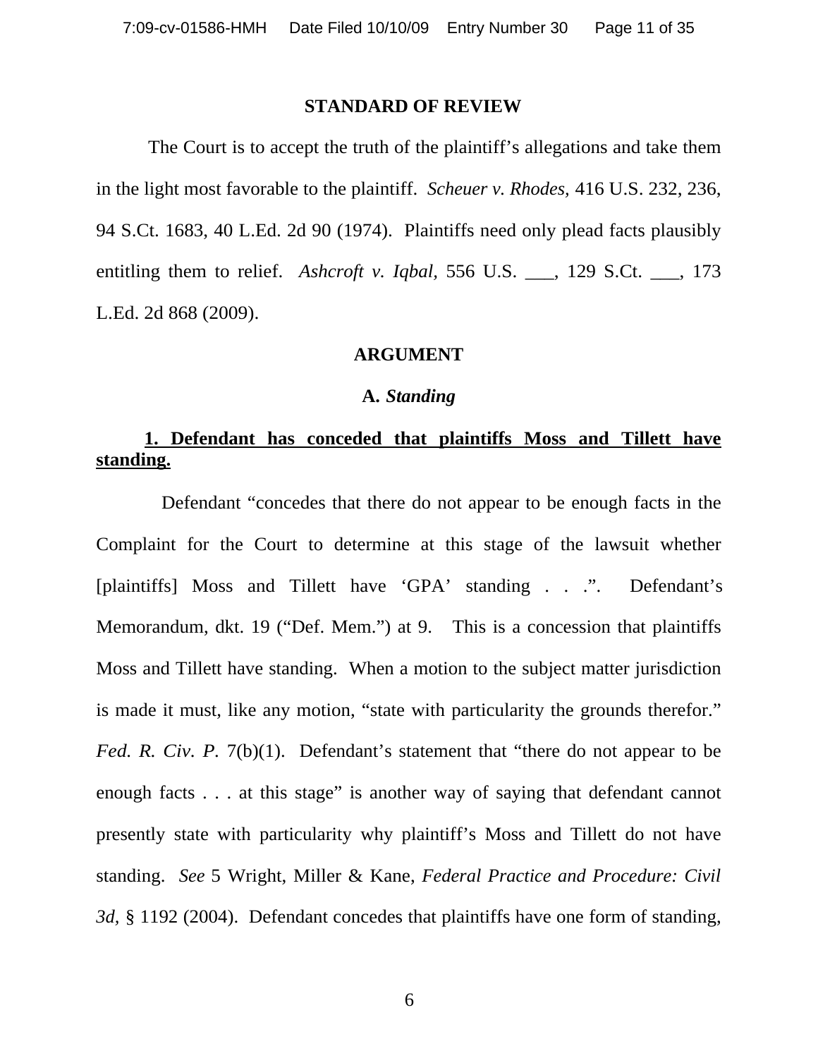## STANDARD OF REVIEW

The Court is to accept the truth of the plaintiff's allegations and take them in the light most favorable to the plaintiff. *Scheuer v. Rhodes,* 416 U.S. 232, 236, 94 S.Ct. 1683, 40 L.Ed. 2d 90 (1974). Plaintiffs need only plead facts plausibly entitling them to relief. *Ashcroft v. Iqbal,* 556 U.S. ___, 129 S.Ct. ___, 173 L.Ed. 2d 868 (2009).

## ARGUMENT

### A. *Standing*

#### __1. Defendant has conceded that plaintiffs Moss and Tillett have standing.__

Defendant "concedes that there do not appear to be enough facts in the Complaint for the Court to determine at this stage of the lawsuit whether [plaintiffs] Moss and Tillett have 'GPA' standing . . .". Defendant's Memorandum, dkt. 19 ("Def. Mem.") at 9. This is a concession that plaintiffs Moss and Tillett have standing. When a motion to the subject matter jurisdiction is made it must, like any motion, "state with particularity the grounds therefor." *Fed. R. Civ. P.* 7(b)(1). Defendant's statement that "there do not appear to be enough facts . . . at this stage" is another way of saying that defendant cannot presently state with particularity why plaintiff's Moss and Tillett do not have standing. *See* 5 Wright, Miller & Kane, *Federal Practice and Procedure: Civil 3d,* § 1192 (2004). Defendant concedes that plaintiffs have one form of standing,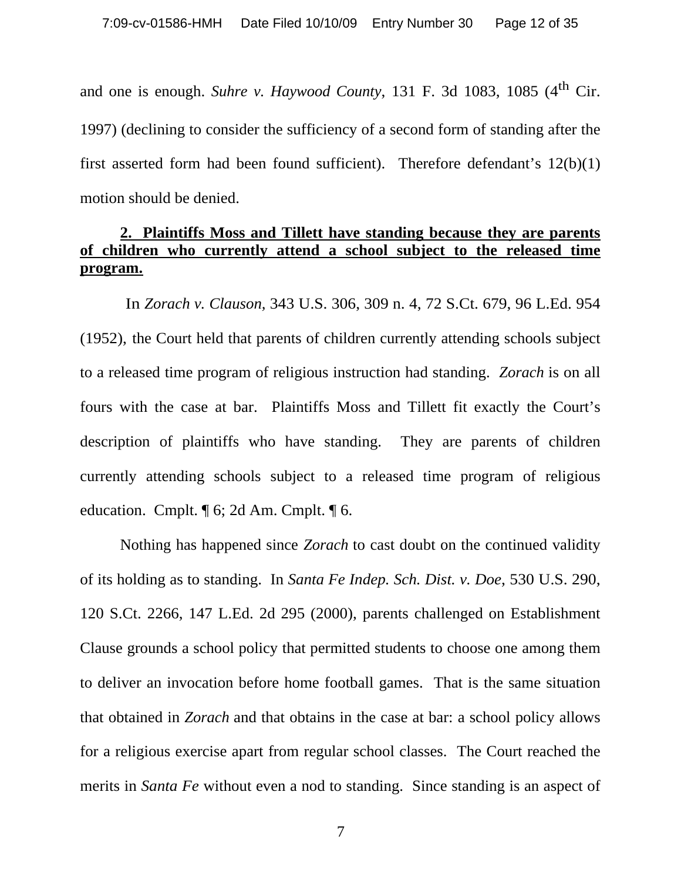and one is enough. *Suhre v. Haywood County*, 131 F. 3d 1083, 1085 (4th Cir. 1997) (declining to consider the sufficiency of a second form of standing after the first asserted form had been found sufficient). Therefore defendant's 12(b)(1) motion should be denied.

**2. Plaintiffs Moss and Tillett have standing because they are parents of children who currently attend a school subject to the released time program.**

In *Zorach v. Clauson,* 343 U.S. 306, 309 n. 4, 72 S.Ct. 679, 96 L.Ed. 954 (1952), the Court held that parents of children currently attending schools subject to a released time program of religious instruction had standing. *Zorach* is on all fours with the case at bar. Plaintiffs Moss and Tillett fit exactly the Court's description of plaintiffs who have standing. They are parents of children currently attending schools subject to a released time program of religious education. Cmplt. ¶ 6; 2d Am. Cmplt. ¶ 6.

Nothing has happened since *Zorach* to cast doubt on the continued validity of its holding as to standing. In *Santa Fe Indep. Sch. Dist. v. Doe*, 530 U.S. 290, 120 S.Ct. 2266, 147 L.Ed. 2d 295 (2000), parents challenged on Establishment Clause grounds a school policy that permitted students to choose one among them to deliver an invocation before home football games. That is the same situation that obtained in *Zorach* and that obtains in the case at bar: a school policy allows for a religious exercise apart from regular school classes. The Court reached the merits in *Santa Fe* without even a nod to standing. Since standing is an aspect of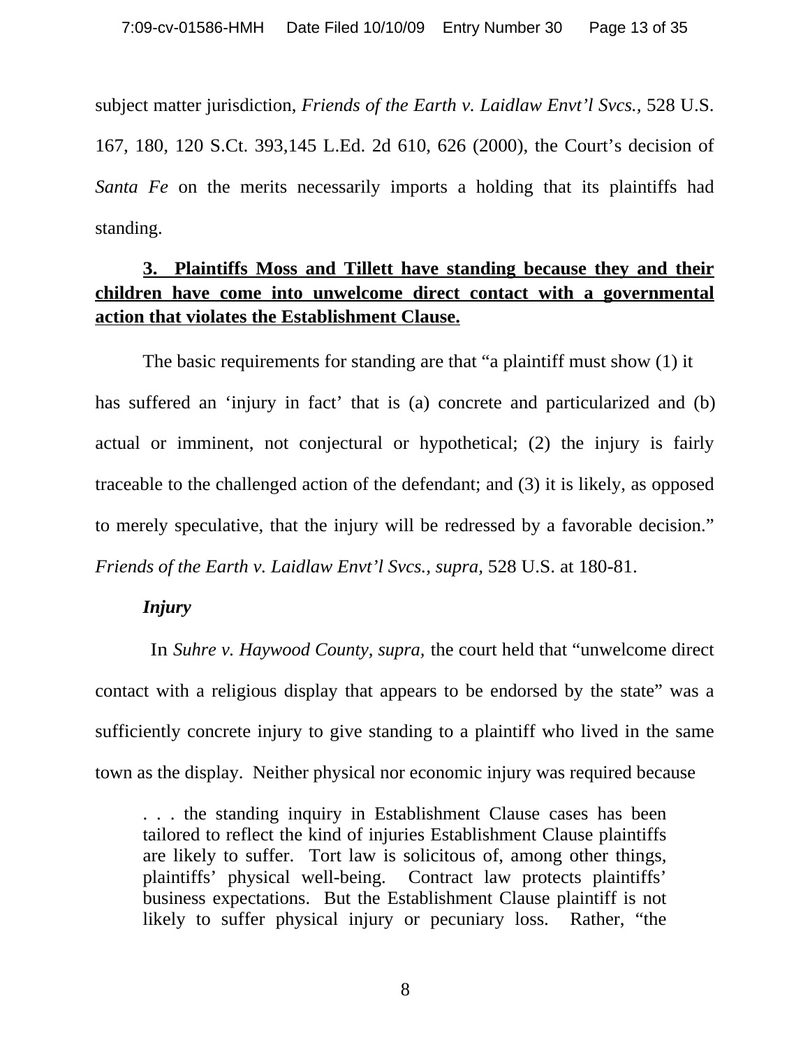subject matter jurisdiction, *Friends of the Earth v. Laidlaw Envt'l Svcs.*, 528 U.S. 167, 180, 120 S.Ct. 393,145 L.Ed. 2d 610, 626 (2000), the Court's decision of *Santa Fe* on the merits necessarily imports a holding that its plaintiffs had standing.

**3. Plaintiffs Moss and Tillett have standing because they and their children have come into unwelcome direct contact with a governmental action that violates the Establishment Clause.**

The basic requirements for standing are that "a plaintiff must show (1) it has suffered an 'injury in fact' that is (a) concrete and particularized and (b) actual or imminent, not conjectural or hypothetical; (2) the injury is fairly traceable to the challenged action of the defendant; and (3) it is likely, as opposed to merely speculative, that the injury will be redressed by a favorable decision." *Friends of the Earth v. Laidlaw Envt'l Svcs., supra,* 528 U.S. at 180-81.

***Injury***

In *Suhre v. Haywood County, supra,* the court held that "unwelcome direct contact with a religious display that appears to be endorsed by the state" was a sufficiently concrete injury to give standing to a plaintiff who lived in the same town as the display. Neither physical nor economic injury was required because

> . . . the standing inquiry in Establishment Clause cases has been tailored to reflect the kind of injuries Establishment Clause plaintiffs are likely to suffer. Tort law is solicitous of, among other things, plaintiffs' physical well-being. Contract law protects plaintiffs' business expectations. But the Establishment Clause plaintiff is not likely to suffer physical injury or pecuniary loss. Rather, "the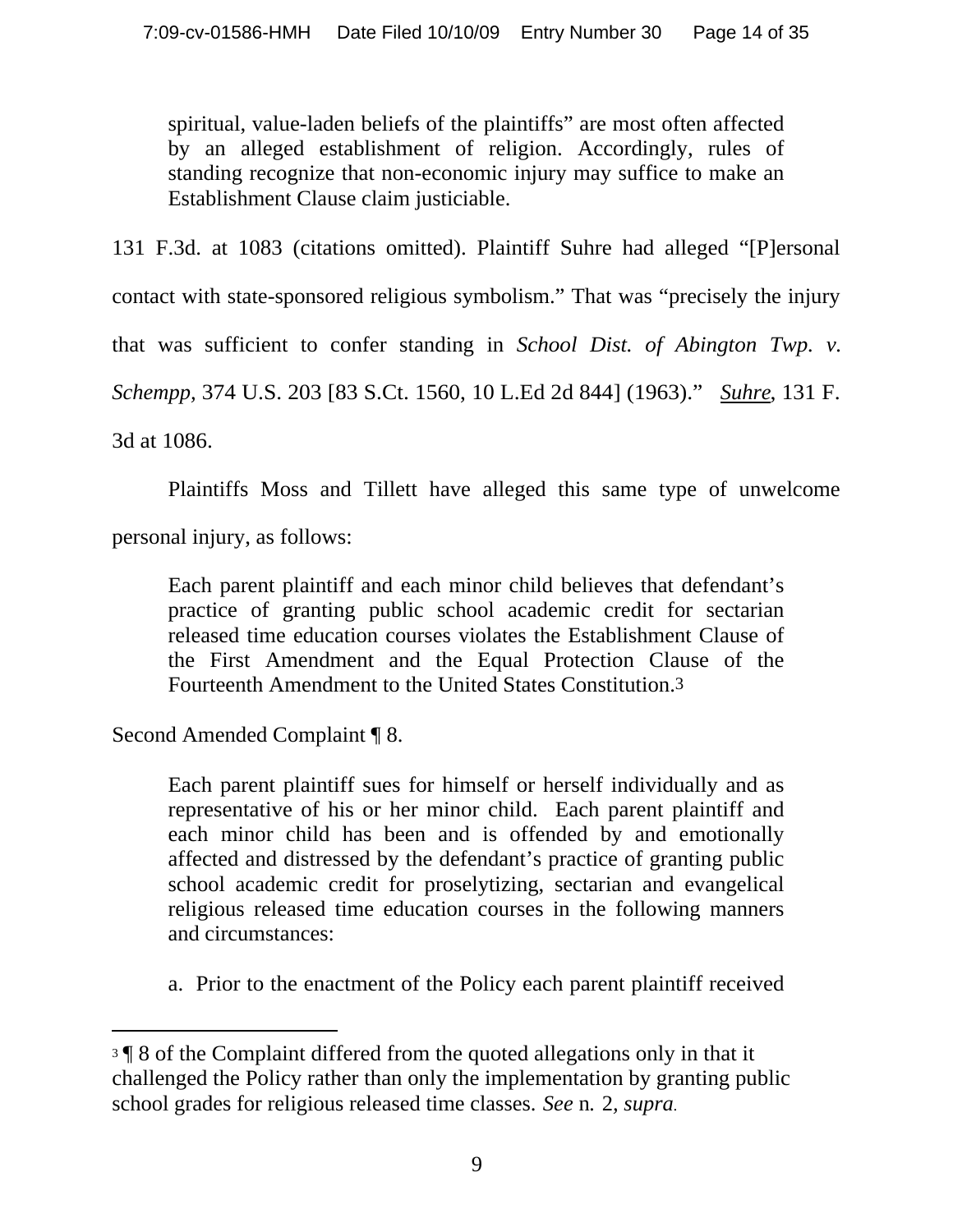> spiritual, value-laden beliefs of the plaintiffs" are most often affected by an alleged establishment of religion. Accordingly, rules of standing recognize that non-economic injury may suffice to make an Establishment Clause claim justiciable.

131 F.3d. at 1083 (citations omitted). Plaintiff Suhre had alleged "[P]ersonal contact with state-sponsored religious symbolism." That was "precisely the injury that was sufficient to confer standing in *School Dist. of Abington Twp. v. Schempp,* 374 U.S. 203 [83 S.Ct. 1560, 10 L.Ed 2d 844] (1963)." *Suhre*, 131 F. 3d at 1086.

Plaintiffs Moss and Tillett have alleged this same type of unwelcome personal injury, as follows:

> Each parent plaintiff and each minor child believes that defendant's practice of granting public school academic credit for sectarian released time education courses violates the Establishment Clause of the First Amendment and the Equal Protection Clause of the Fourteenth Amendment to the United States Constitution.[3]

Second Amended Complaint ¶ 8.

> Each parent plaintiff sues for himself or herself individually and as representative of his or her minor child. Each parent plaintiff and each minor child has been and is offended by and emotionally affected and distressed by the defendant's practice of granting public school academic credit for proselytizing, sectarian and evangelical religious released time education courses in the following manners and circumstances:
>
> a. Prior to the enactment of the Policy each parent plaintiff received

---

[3] ¶ 8 of the Complaint differed from the quoted allegations only in that it challenged the Policy rather than only the implementation by granting public school grades for religious released time classes. *See* n. 2, *supra*.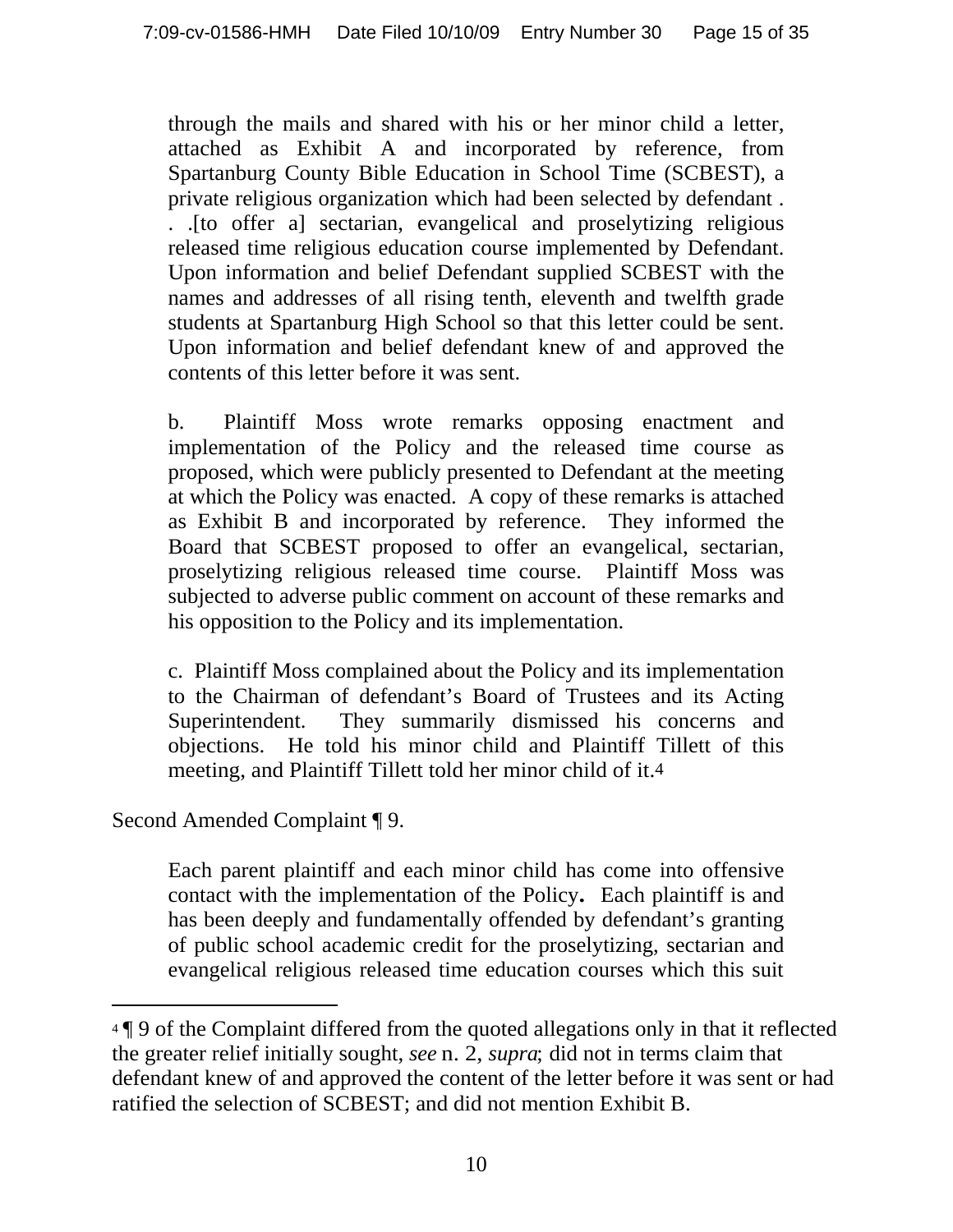> through the mails and shared with his or her minor child a letter, attached as Exhibit A and incorporated by reference, from Spartanburg County Bible Education in School Time (SCBEST), a private religious organization which had been selected by defendant . . .[to offer a] sectarian, evangelical and proselytizing religious released time religious education course implemented by Defendant. Upon information and belief Defendant supplied SCBEST with the names and addresses of all rising tenth, eleventh and twelfth grade students at Spartanburg High School so that this letter could be sent. Upon information and belief defendant knew of and approved the contents of this letter before it was sent.
>
> b. Plaintiff Moss wrote remarks opposing enactment and implementation of the Policy and the released time course as proposed, which were publicly presented to Defendant at the meeting at which the Policy was enacted. A copy of these remarks is attached as Exhibit B and incorporated by reference. They informed the Board that SCBEST proposed to offer an evangelical, sectarian, proselytizing religious released time course. Plaintiff Moss was subjected to adverse public comment on account of these remarks and his opposition to the Policy and its implementation.
>
> c. Plaintiff Moss complained about the Policy and its implementation to the Chairman of defendant's Board of Trustees and its Acting Superintendent. They summarily dismissed his concerns and objections. He told his minor child and Plaintiff Tillett of this meeting, and Plaintiff Tillett told her minor child of it.[4]

Second Amended Complaint ¶ 9.

> Each parent plaintiff and each minor child has come into offensive contact with the implementation of the Policy**.** Each plaintiff is and has been deeply and fundamentally offended by defendant's granting of public school academic credit for the proselytizing, sectarian and evangelical religious released time education courses which this suit

---

[4] ¶ 9 of the Complaint differed from the quoted allegations only in that it reflected the greater relief initially sought, *see* n. 2, *supra*; did not in terms claim that defendant knew of and approved the content of the letter before it was sent or had ratified the selection of SCBEST; and did not mention Exhibit B.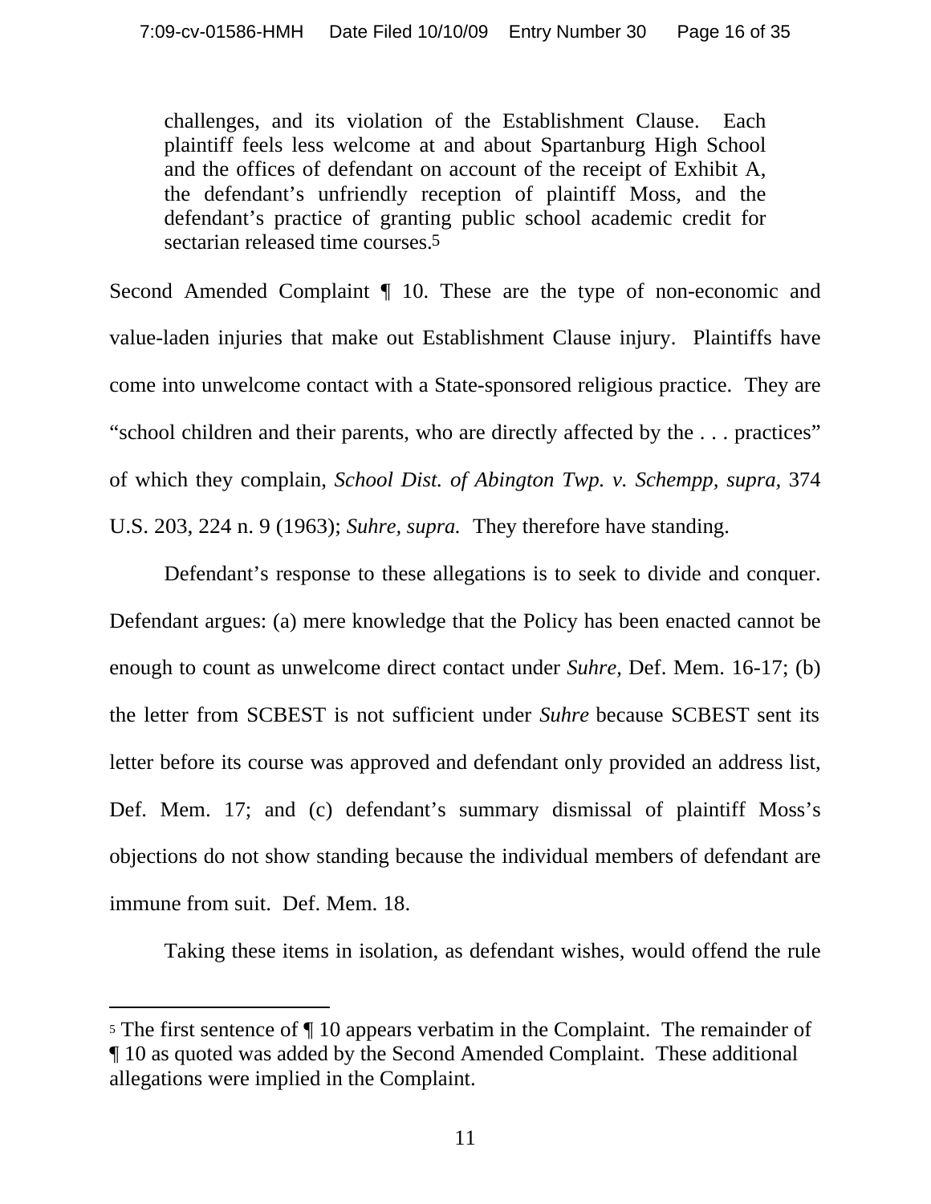> challenges, and its violation of the Establishment Clause. Each plaintiff feels less welcome at and about Spartanburg High School and the offices of defendant on account of the receipt of Exhibit A, the defendant's unfriendly reception of plaintiff Moss, and the defendant's practice of granting public school academic credit for sectarian released time courses.[5]

Second Amended Complaint ¶ 10. These are the type of non-economic and value-laden injuries that make out Establishment Clause injury. Plaintiffs have come into unwelcome contact with a State-sponsored religious practice. They are "school children and their parents, who are directly affected by the . . . practices" of which they complain, *School Dist. of Abington Twp. v. Schempp, supra*, 374 U.S. 203, 224 n. 9 (1963); *Suhre, supra.* They therefore have standing.

Defendant's response to these allegations is to seek to divide and conquer. Defendant argues: (a) mere knowledge that the Policy has been enacted cannot be enough to count as unwelcome direct contact under *Suhre*, Def. Mem. 16-17; (b) the letter from SCBEST is not sufficient under *Suhre* because SCBEST sent its letter before its course was approved and defendant only provided an address list, Def. Mem. 17; and (c) defendant's summary dismissal of plaintiff Moss's objections do not show standing because the individual members of defendant are immune from suit. Def. Mem. 18.

Taking these items in isolation, as defendant wishes, would offend the rule

---

[5] The first sentence of ¶ 10 appears verbatim in the Complaint. The remainder of ¶ 10 as quoted was added by the Second Amended Complaint. These additional allegations were implied in the Complaint.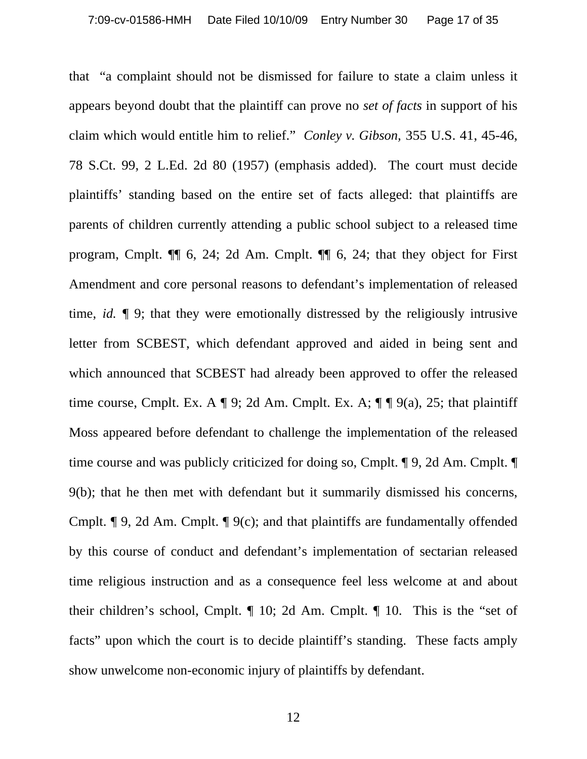that "a complaint should not be dismissed for failure to state a claim unless it appears beyond doubt that the plaintiff can prove no *set of facts* in support of his claim which would entitle him to relief." *Conley v. Gibson,* 355 U.S. 41, 45-46, 78 S.Ct. 99, 2 L.Ed. 2d 80 (1957) (emphasis added). The court must decide plaintiffs' standing based on the entire set of facts alleged: that plaintiffs are parents of children currently attending a public school subject to a released time program, Cmplt. ¶¶ 6, 24; 2d Am. Cmplt. ¶¶ 6, 24; that they object for First Amendment and core personal reasons to defendant's implementation of released time, *id.* ¶ 9; that they were emotionally distressed by the religiously intrusive letter from SCBEST, which defendant approved and aided in being sent and which announced that SCBEST had already been approved to offer the released time course, Cmplt. Ex. A ¶ 9; 2d Am. Cmplt. Ex. A; ¶ ¶ 9(a), 25; that plaintiff Moss appeared before defendant to challenge the implementation of the released time course and was publicly criticized for doing so, Cmplt. ¶ 9, 2d Am. Cmplt. ¶ 9(b); that he then met with defendant but it summarily dismissed his concerns, Cmplt. ¶ 9, 2d Am. Cmplt. ¶ 9(c); and that plaintiffs are fundamentally offended by this course of conduct and defendant's implementation of sectarian released time religious instruction and as a consequence feel less welcome at and about their children's school, Cmplt. ¶ 10; 2d Am. Cmplt. ¶ 10. This is the "set of facts" upon which the court is to decide plaintiff's standing. These facts amply show unwelcome non-economic injury of plaintiffs by defendant.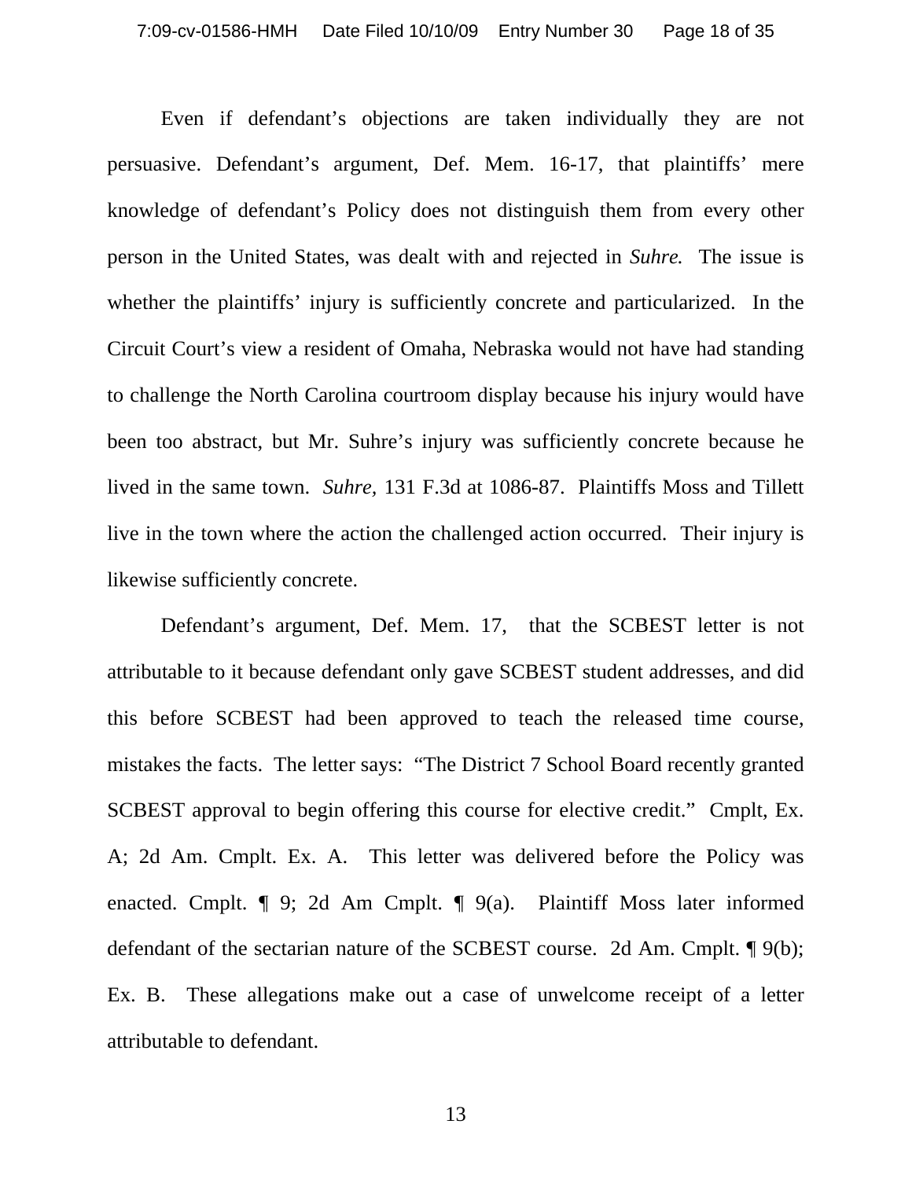Even if defendant's objections are taken individually they are not persuasive. Defendant's argument, Def. Mem. 16-17, that plaintiffs' mere knowledge of defendant's Policy does not distinguish them from every other person in the United States, was dealt with and rejected in *Suhre.* The issue is whether the plaintiffs' injury is sufficiently concrete and particularized. In the Circuit Court's view a resident of Omaha, Nebraska would not have had standing to challenge the North Carolina courtroom display because his injury would have been too abstract, but Mr. Suhre's injury was sufficiently concrete because he lived in the same town. *Suhre*, 131 F.3d at 1086-87. Plaintiffs Moss and Tillett live in the town where the action the challenged action occurred. Their injury is likewise sufficiently concrete.

Defendant's argument, Def. Mem. 17, that the SCBEST letter is not attributable to it because defendant only gave SCBEST student addresses, and did this before SCBEST had been approved to teach the released time course, mistakes the facts. The letter says: "The District 7 School Board recently granted SCBEST approval to begin offering this course for elective credit." Cmplt, Ex. A; 2d Am. Cmplt. Ex. A. This letter was delivered before the Policy was enacted. Cmplt. ¶ 9; 2d Am Cmplt. ¶ 9(a). Plaintiff Moss later informed defendant of the sectarian nature of the SCBEST course. 2d Am. Cmplt. ¶ 9(b); Ex. B. These allegations make out a case of unwelcome receipt of a letter attributable to defendant.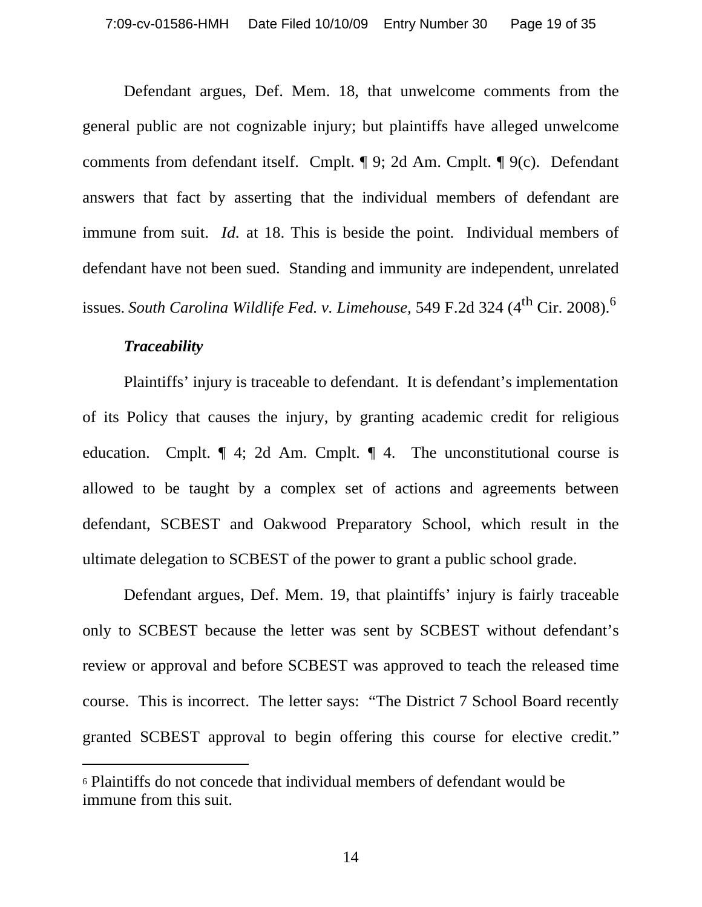Defendant argues, Def. Mem. 18, that unwelcome comments from the general public are not cognizable injury; but plaintiffs have alleged unwelcome comments from defendant itself. Cmplt. ¶ 9; 2d Am. Cmplt. ¶ 9(c). Defendant answers that fact by asserting that the individual members of defendant are immune from suit. *Id.* at 18. This is beside the point. Individual members of defendant have not been sued. Standing and immunity are independent, unrelated issues. *South Carolina Wildlife Fed. v. Limehouse,* 549 F.2d 324 (4th Cir. 2008).[6]

***Traceability***

Plaintiffs' injury is traceable to defendant. It is defendant's implementation of its Policy that causes the injury, by granting academic credit for religious education. Cmplt. ¶ 4; 2d Am. Cmplt. ¶ 4. The unconstitutional course is allowed to be taught by a complex set of actions and agreements between defendant, SCBEST and Oakwood Preparatory School, which result in the ultimate delegation to SCBEST of the power to grant a public school grade.

Defendant argues, Def. Mem. 19, that plaintiffs' injury is fairly traceable only to SCBEST because the letter was sent by SCBEST without defendant's review or approval and before SCBEST was approved to teach the released time course. This is incorrect. The letter says: "The District 7 School Board recently granted SCBEST approval to begin offering this course for elective credit."

---

[6] Plaintiffs do not concede that individual members of defendant would be immune from this suit.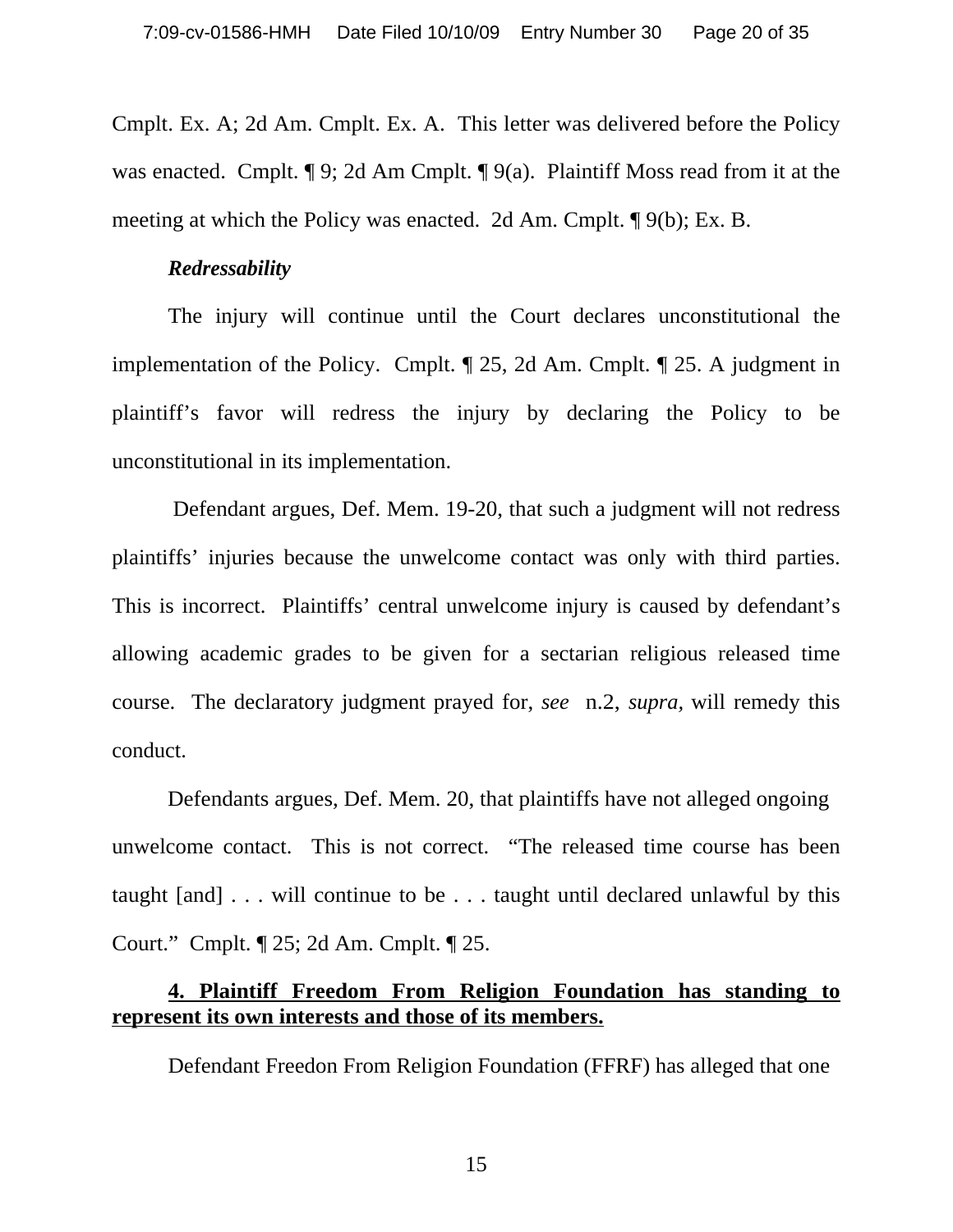Cmplt. Ex. A; 2d Am. Cmplt. Ex. A. This letter was delivered before the Policy was enacted. Cmplt. ¶ 9; 2d Am Cmplt. ¶ 9(a). Plaintiff Moss read from it at the meeting at which the Policy was enacted. 2d Am. Cmplt. ¶ 9(b); Ex. B.

***Redressability***

The injury will continue until the Court declares unconstitutional the implementation of the Policy. Cmplt. ¶ 25, 2d Am. Cmplt. ¶ 25. A judgment in plaintiff's favor will redress the injury by declaring the Policy to be unconstitutional in its implementation.

Defendant argues, Def. Mem. 19-20, that such a judgment will not redress plaintiffs' injuries because the unwelcome contact was only with third parties. This is incorrect. Plaintiffs' central unwelcome injury is caused by defendant's allowing academic grades to be given for a sectarian religious released time course. The declaratory judgment prayed for, *see* n.2, *supra,* will remedy this conduct.

Defendants argues, Def. Mem. 20, that plaintiffs have not alleged ongoing unwelcome contact. This is not correct. "The released time course has been taught [and] . . . will continue to be . . . taught until declared unlawful by this Court." Cmplt. ¶ 25; 2d Am. Cmplt. ¶ 25.

**4. Plaintiff Freedom From Religion Foundation has standing to represent its own interests and those of its members.**

Defendant Freedon From Religion Foundation (FFRF) has alleged that one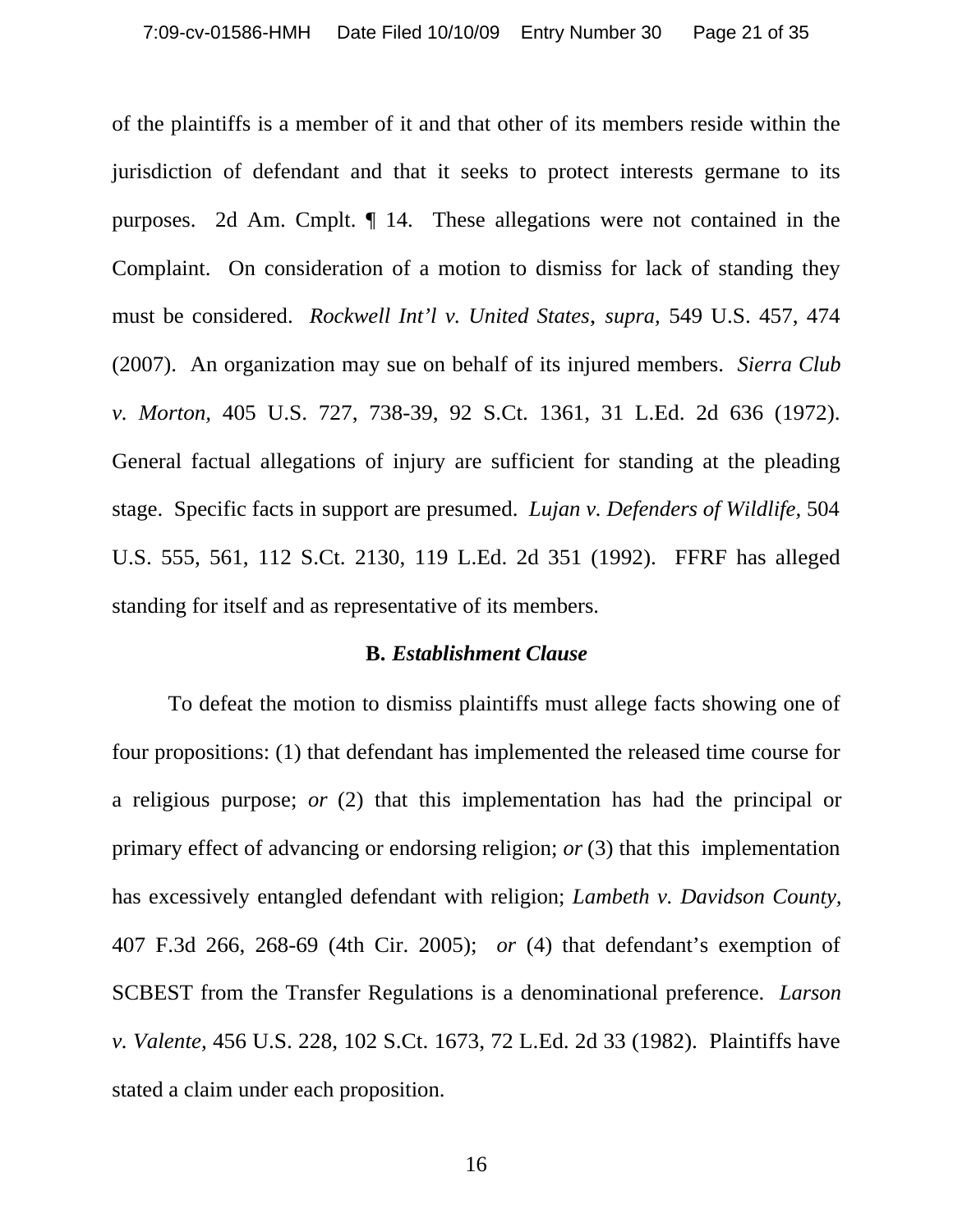of the plaintiffs is a member of it and that other of its members reside within the jurisdiction of defendant and that it seeks to protect interests germane to its purposes. 2d Am. Cmplt. ¶ 14. These allegations were not contained in the Complaint. On consideration of a motion to dismiss for lack of standing they must be considered. *Rockwell Int'l v. United States*, *supra,* 549 U.S. 457, 474 (2007). An organization may sue on behalf of its injured members. *Sierra Club v. Morton*, 405 U.S. 727, 738-39, 92 S.Ct. 1361, 31 L.Ed. 2d 636 (1972). General factual allegations of injury are sufficient for standing at the pleading stage. Specific facts in support are presumed. *Lujan v. Defenders of Wildlife*, 504 U.S. 555, 561, 112 S.Ct. 2130, 119 L.Ed. 2d 351 (1992). FFRF has alleged standing for itself and as representative of its members.

**B.** ***Establishment Clause***

To defeat the motion to dismiss plaintiffs must allege facts showing one of four propositions: (1) that defendant has implemented the released time course for a religious purpose; *or* (2) that this implementation has had the principal or primary effect of advancing or endorsing religion; *or* (3) that this implementation has excessively entangled defendant with religion; *Lambeth v. Davidson County,* 407 F.3d 266, 268-69 (4th Cir. 2005); *or* (4) that defendant's exemption of SCBEST from the Transfer Regulations is a denominational preference. *Larson v. Valente,* 456 U.S. 228, 102 S.Ct. 1673, 72 L.Ed. 2d 33 (1982). Plaintiffs have stated a claim under each proposition.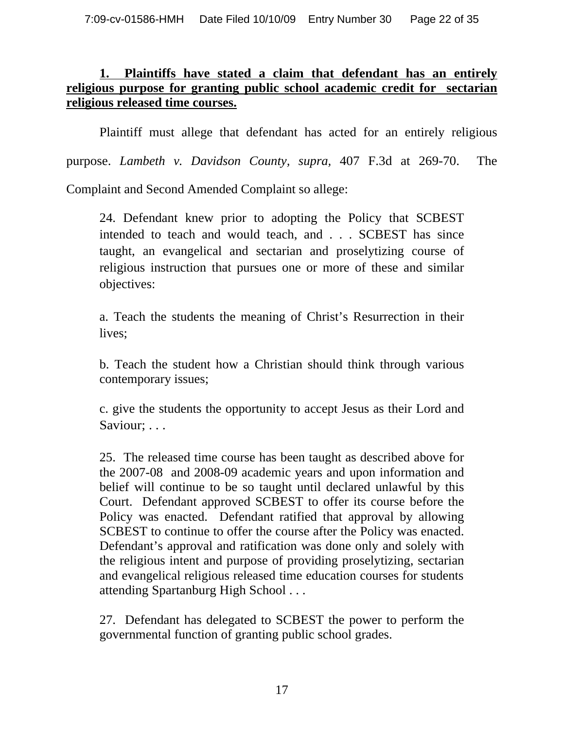**<u>1. Plaintiffs have stated a claim that defendant has an entirely religious purpose for granting public school academic credit for sectarian religious released time courses.</u>**

Plaintiff must allege that defendant has acted for an entirely religious purpose. *Lambeth v. Davidson County, supra*, 407 F.3d at 269-70. The Complaint and Second Amended Complaint so allege:

> 24. Defendant knew prior to adopting the Policy that SCBEST intended to teach and would teach, and . . . SCBEST has since taught, an evangelical and sectarian and proselytizing course of religious instruction that pursues one or more of these and similar objectives:
>
> a. Teach the students the meaning of Christ's Resurrection in their lives;
>
> b. Teach the student how a Christian should think through various contemporary issues;
>
> c. give the students the opportunity to accept Jesus as their Lord and Saviour; . . .
>
> 25. The released time course has been taught as described above for the 2007-08 and 2008-09 academic years and upon information and belief will continue to be so taught until declared unlawful by this Court. Defendant approved SCBEST to offer its course before the Policy was enacted. Defendant ratified that approval by allowing SCBEST to continue to offer the course after the Policy was enacted. Defendant's approval and ratification was done only and solely with the religious intent and purpose of providing proselytizing, sectarian and evangelical religious released time education courses for students attending Spartanburg High School . . .
>
> 27. Defendant has delegated to SCBEST the power to perform the governmental function of granting public school grades.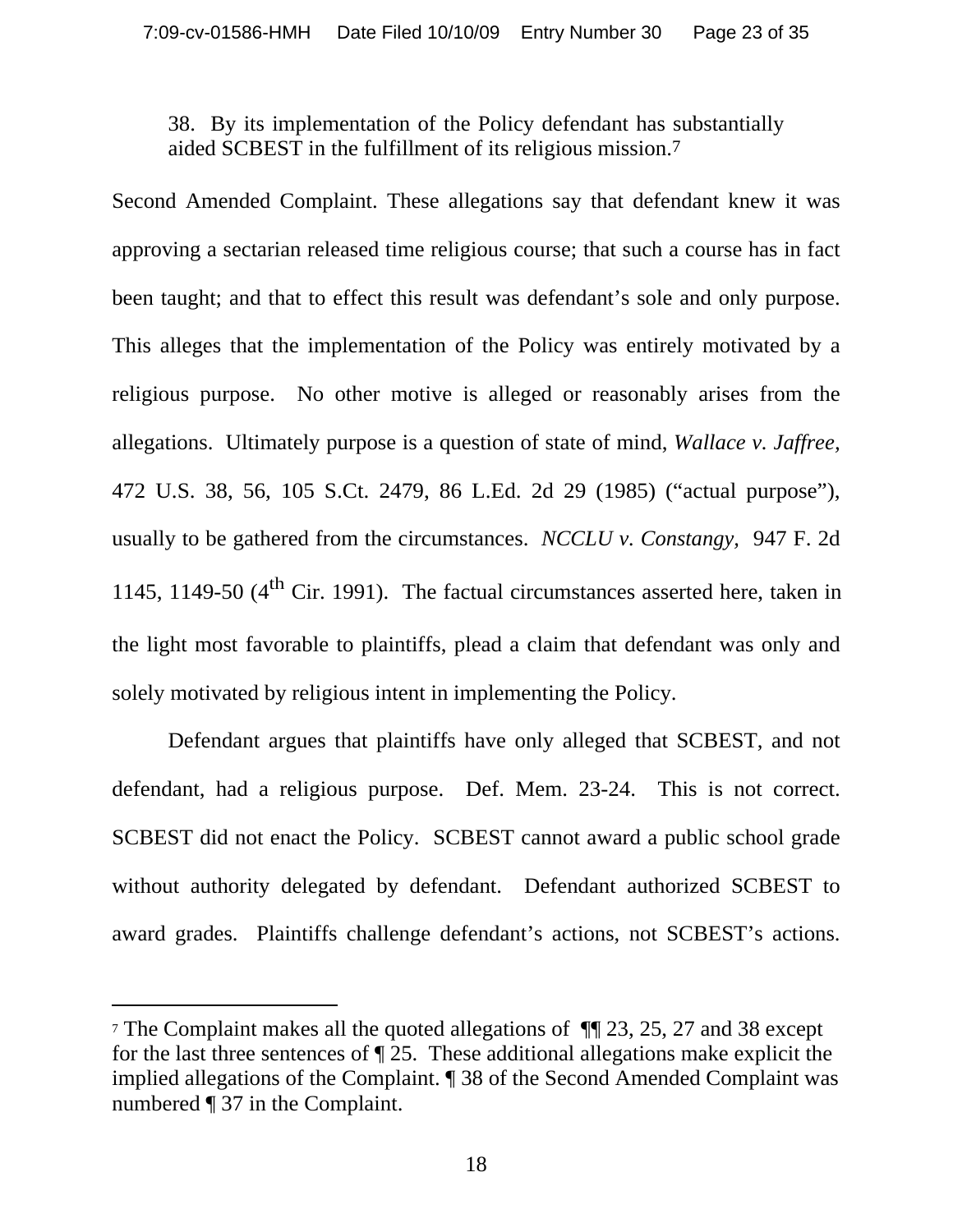> 38. By its implementation of the Policy defendant has substantially aided SCBEST in the fulfillment of its religious mission.[7]

Second Amended Complaint. These allegations say that defendant knew it was approving a sectarian released time religious course; that such a course has in fact been taught; and that to effect this result was defendant's sole and only purpose. This alleges that the implementation of the Policy was entirely motivated by a religious purpose. No other motive is alleged or reasonably arises from the allegations. Ultimately purpose is a question of state of mind, *Wallace v. Jaffree*, 472 U.S. 38, 56, 105 S.Ct. 2479, 86 L.Ed. 2d 29 (1985) ("actual purpose"), usually to be gathered from the circumstances. *NCCLU v. Constangy*, 947 F. 2d 1145, 1149-50 (4th Cir. 1991). The factual circumstances asserted here, taken in the light most favorable to plaintiffs, plead a claim that defendant was only and solely motivated by religious intent in implementing the Policy.

Defendant argues that plaintiffs have only alleged that SCBEST, and not defendant, had a religious purpose. Def. Mem. 23-24. This is not correct. SCBEST did not enact the Policy. SCBEST cannot award a public school grade without authority delegated by defendant. Defendant authorized SCBEST to award grades. Plaintiffs challenge defendant's actions, not SCBEST's actions.

---

[7] The Complaint makes all the quoted allegations of ¶¶ 23, 25, 27 and 38 except for the last three sentences of ¶ 25. These additional allegations make explicit the implied allegations of the Complaint. ¶ 38 of the Second Amended Complaint was numbered ¶ 37 in the Complaint.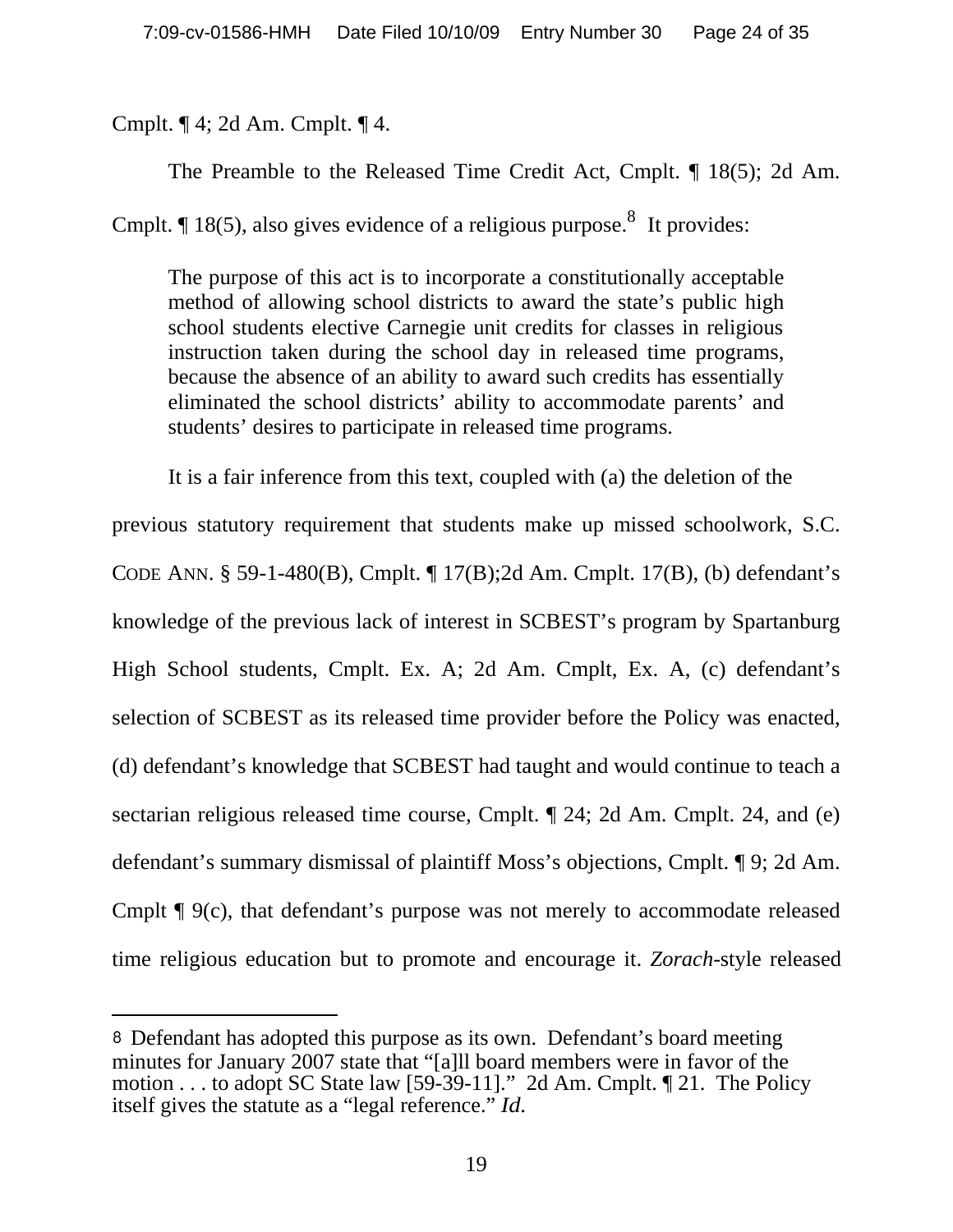Cmplt. ¶ 4; 2d Am. Cmplt. ¶ 4.

The Preamble to the Released Time Credit Act, Cmplt. ¶ 18(5); 2d Am. Cmplt. ¶ 18(5), also gives evidence of a religious purpose.[8] It provides:

> The purpose of this act is to incorporate a constitutionally acceptable method of allowing school districts to award the state's public high school students elective Carnegie unit credits for classes in religious instruction taken during the school day in released time programs, because the absence of an ability to award such credits has essentially eliminated the school districts' ability to accommodate parents' and students' desires to participate in released time programs.

It is a fair inference from this text, coupled with (a) the deletion of the previous statutory requirement that students make up missed schoolwork, S.C. CODE ANN. § 59-1-480(B), Cmplt. ¶ 17(B);2d Am. Cmplt. 17(B), (b) defendant's knowledge of the previous lack of interest in SCBEST's program by Spartanburg High School students, Cmplt. Ex. A; 2d Am. Cmplt, Ex. A, (c) defendant's selection of SCBEST as its released time provider before the Policy was enacted, (d) defendant's knowledge that SCBEST had taught and would continue to teach a sectarian religious released time course, Cmplt. ¶ 24; 2d Am. Cmplt. 24, and (e) defendant's summary dismissal of plaintiff Moss's objections, Cmplt. ¶ 9; 2d Am. Cmplt ¶ 9(c), that defendant's purpose was not merely to accommodate released time religious education but to promote and encourage it. *Zorach*-style released

---

[8] Defendant has adopted this purpose as its own. Defendant's board meeting minutes for January 2007 state that "[a]ll board members were in favor of the motion . . . to adopt SC State law [59-39-11]." 2d Am. Cmplt. ¶ 21. The Policy itself gives the statute as a "legal reference." *Id*.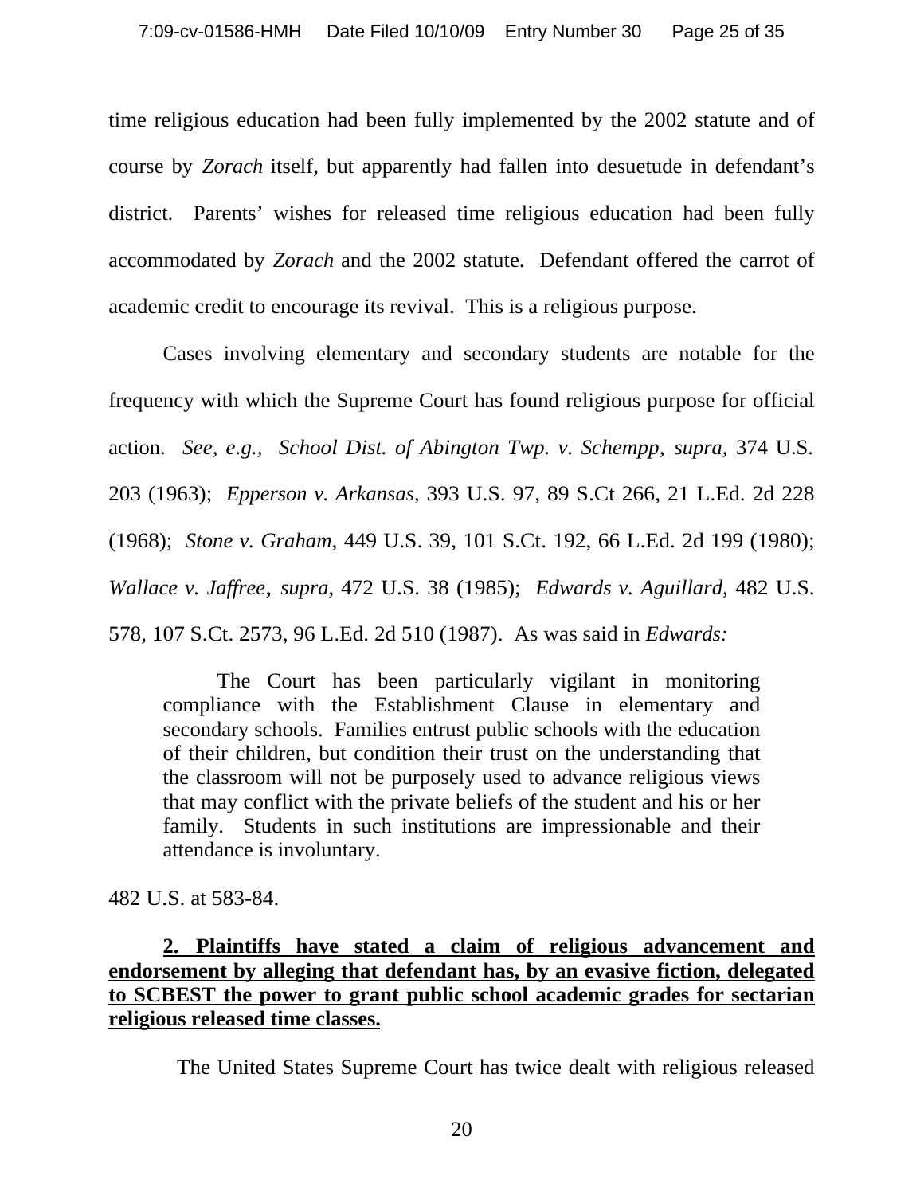time religious education had been fully implemented by the 2002 statute and of course by *Zorach* itself, but apparently had fallen into desuetude in defendant's district. Parents' wishes for released time religious education had been fully accommodated by *Zorach* and the 2002 statute. Defendant offered the carrot of academic credit to encourage its revival. This is a religious purpose.

Cases involving elementary and secondary students are notable for the frequency with which the Supreme Court has found religious purpose for official action. *See, e.g., School Dist. of Abington Twp. v. Schempp*, *supra,* 374 U.S. 203 (1963); *Epperson v. Arkansas*, 393 U.S. 97, 89 S.Ct 266, 21 L.Ed. 2d 228 (1968); *Stone v. Graham*, 449 U.S. 39, 101 S.Ct. 192, 66 L.Ed. 2d 199 (1980); *Wallace v. Jaffree*, *supra,* 472 U.S. 38 (1985); *Edwards v. Aguillard*, 482 U.S. 578, 107 S.Ct. 2573, 96 L.Ed. 2d 510 (1987). As was said in *Edwards:*

> The Court has been particularly vigilant in monitoring compliance with the Establishment Clause in elementary and secondary schools. Families entrust public schools with the education of their children, but condition their trust on the understanding that the classroom will not be purposely used to advance religious views that may conflict with the private beliefs of the student and his or her family. Students in such institutions are impressionable and their attendance is involuntary.

482 U.S. at 583-84.

**2. Plaintiffs have stated a claim of religious advancement and endorsement by alleging that defendant has, by an evasive fiction, delegated to SCBEST the power to grant public school academic grades for sectarian religious released time classes.**

The United States Supreme Court has twice dealt with religious released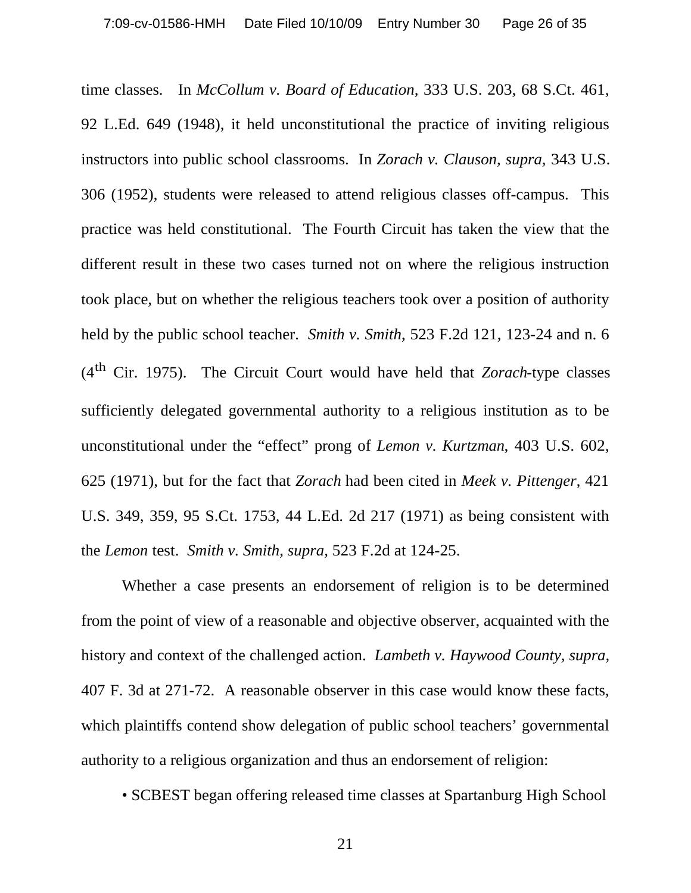time classes. In *McCollum v. Board of Education*, 333 U.S. 203, 68 S.Ct. 461, 92 L.Ed. 649 (1948), it held unconstitutional the practice of inviting religious instructors into public school classrooms. In *Zorach v. Clauson, supra*, 343 U.S. 306 (1952), students were released to attend religious classes off-campus. This practice was held constitutional. The Fourth Circuit has taken the view that the different result in these two cases turned not on where the religious instruction took place, but on whether the religious teachers took over a position of authority held by the public school teacher. *Smith v. Smith*, 523 F.2d 121, 123-24 and n. 6 (4th Cir. 1975). The Circuit Court would have held that *Zorach*-type classes sufficiently delegated governmental authority to a religious institution as to be unconstitutional under the "effect" prong of *Lemon v. Kurtzman*, 403 U.S. 602, 625 (1971), but for the fact that *Zorach* had been cited in *Meek v. Pittenger*, 421 U.S. 349, 359, 95 S.Ct. 1753, 44 L.Ed. 2d 217 (1971) as being consistent with the *Lemon* test. *Smith v. Smith, supra*, 523 F.2d at 124-25.

Whether a case presents an endorsement of religion is to be determined from the point of view of a reasonable and objective observer, acquainted with the history and context of the challenged action. *Lambeth v. Haywood County, supra*, 407 F. 3d at 271-72. A reasonable observer in this case would know these facts, which plaintiffs contend show delegation of public school teachers' governmental authority to a religious organization and thus an endorsement of religion:

• SCBEST began offering released time classes at Spartanburg High School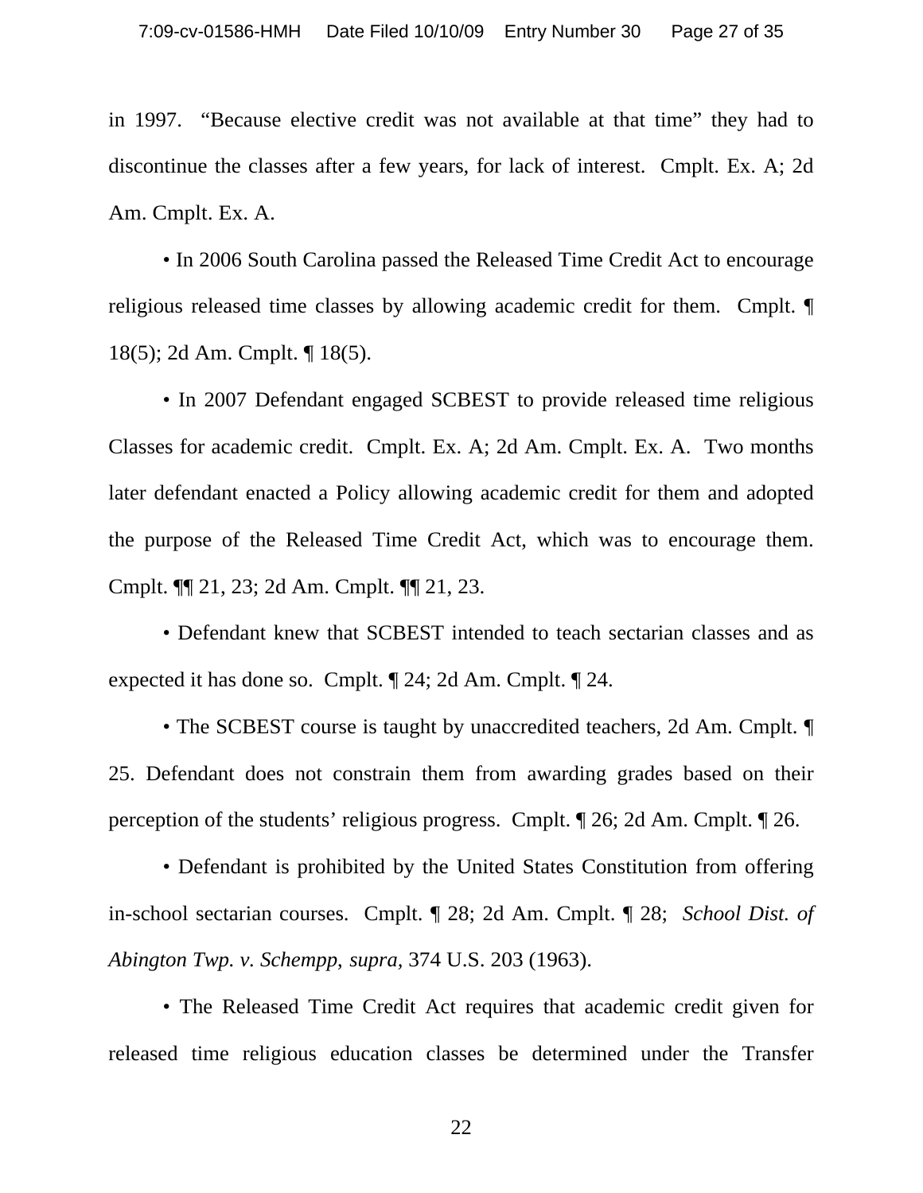in 1997. "Because elective credit was not available at that time" they had to discontinue the classes after a few years, for lack of interest. Cmplt. Ex. A; 2d Am. Cmplt. Ex. A.

• In 2006 South Carolina passed the Released Time Credit Act to encourage religious released time classes by allowing academic credit for them. Cmplt. ¶ 18(5); 2d Am. Cmplt. ¶ 18(5).

• In 2007 Defendant engaged SCBEST to provide released time religious Classes for academic credit. Cmplt. Ex. A; 2d Am. Cmplt. Ex. A. Two months later defendant enacted a Policy allowing academic credit for them and adopted the purpose of the Released Time Credit Act, which was to encourage them. Cmplt. ¶¶ 21, 23; 2d Am. Cmplt. ¶¶ 21, 23.

• Defendant knew that SCBEST intended to teach sectarian classes and as expected it has done so. Cmplt. ¶ 24; 2d Am. Cmplt. ¶ 24.

• The SCBEST course is taught by unaccredited teachers, 2d Am. Cmplt. ¶ 25. Defendant does not constrain them from awarding grades based on their perception of the students' religious progress. Cmplt. ¶ 26; 2d Am. Cmplt. ¶ 26.

• Defendant is prohibited by the United States Constitution from offering in-school sectarian courses. Cmplt. ¶ 28; 2d Am. Cmplt. ¶ 28; *School Dist. of Abington Twp. v. Schempp, supra,* 374 U.S. 203 (1963).

• The Released Time Credit Act requires that academic credit given for released time religious education classes be determined under the Transfer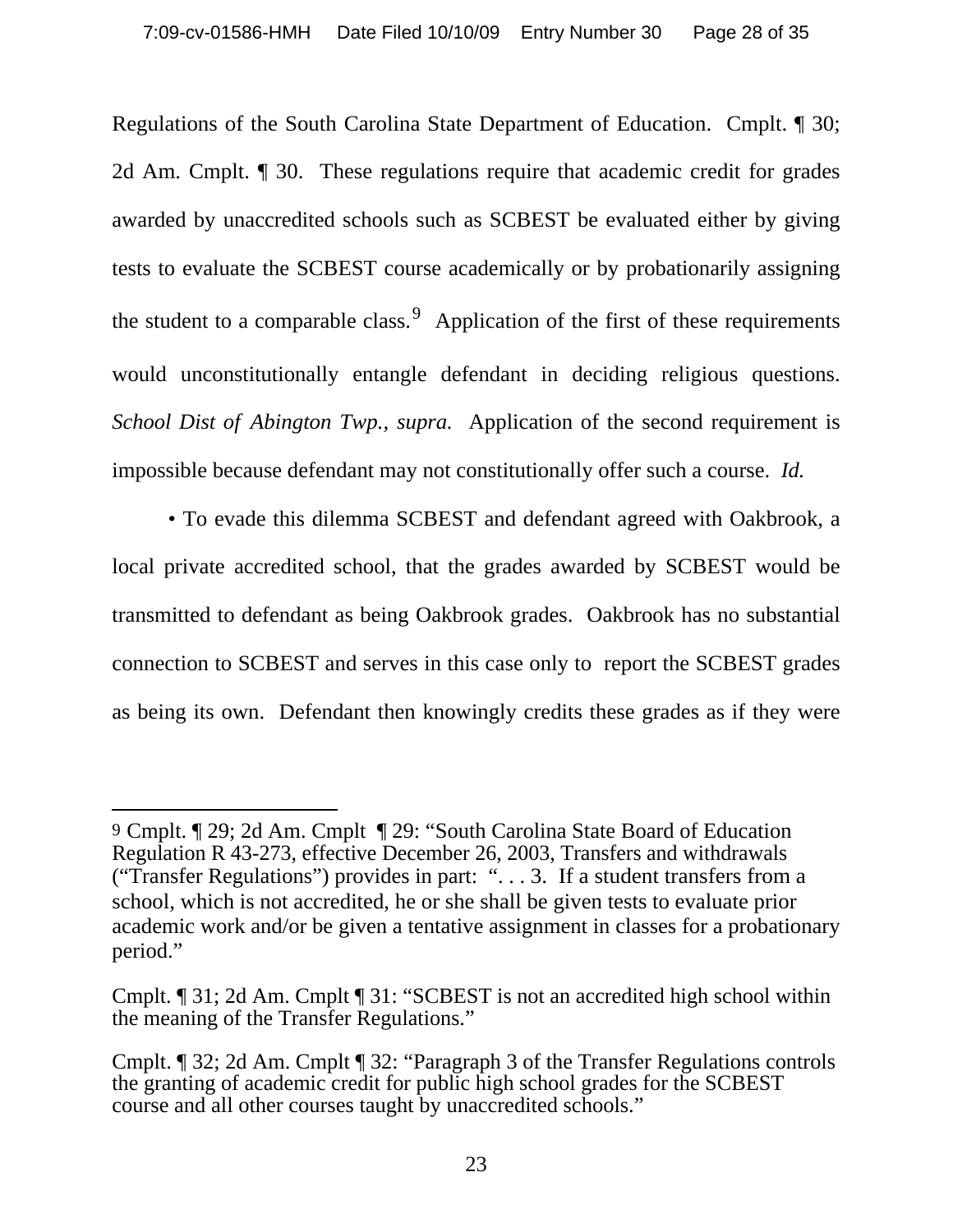Regulations of the South Carolina State Department of Education. Cmplt. ¶ 30; 2d Am. Cmplt. ¶ 30. These regulations require that academic credit for grades awarded by unaccredited schools such as SCBEST be evaluated either by giving tests to evaluate the SCBEST course academically or by probationarily assigning the student to a comparable class.[9] Application of the first of these requirements would unconstitutionally entangle defendant in deciding religious questions. *School Dist of Abington Twp., supra.* Application of the second requirement is impossible because defendant may not constitutionally offer such a course. *Id.*

• To evade this dilemma SCBEST and defendant agreed with Oakbrook, a local private accredited school, that the grades awarded by SCBEST would be transmitted to defendant as being Oakbrook grades. Oakbrook has no substantial connection to SCBEST and serves in this case only to report the SCBEST grades as being its own. Defendant then knowingly credits these grades as if they were

---

[9] Cmplt. ¶ 29; 2d Am. Cmplt ¶ 29: "South Carolina State Board of Education Regulation R 43-273, effective December 26, 2003, Transfers and withdrawals ("Transfer Regulations") provides in part: ". . . 3. If a student transfers from a school, which is not accredited, he or she shall be given tests to evaluate prior academic work and/or be given a tentative assignment in classes for a probationary period."

Cmplt. ¶ 31; 2d Am. Cmplt ¶ 31: "SCBEST is not an accredited high school within the meaning of the Transfer Regulations."

Cmplt. ¶ 32; 2d Am. Cmplt ¶ 32: "Paragraph 3 of the Transfer Regulations controls the granting of academic credit for public high school grades for the SCBEST course and all other courses taught by unaccredited schools."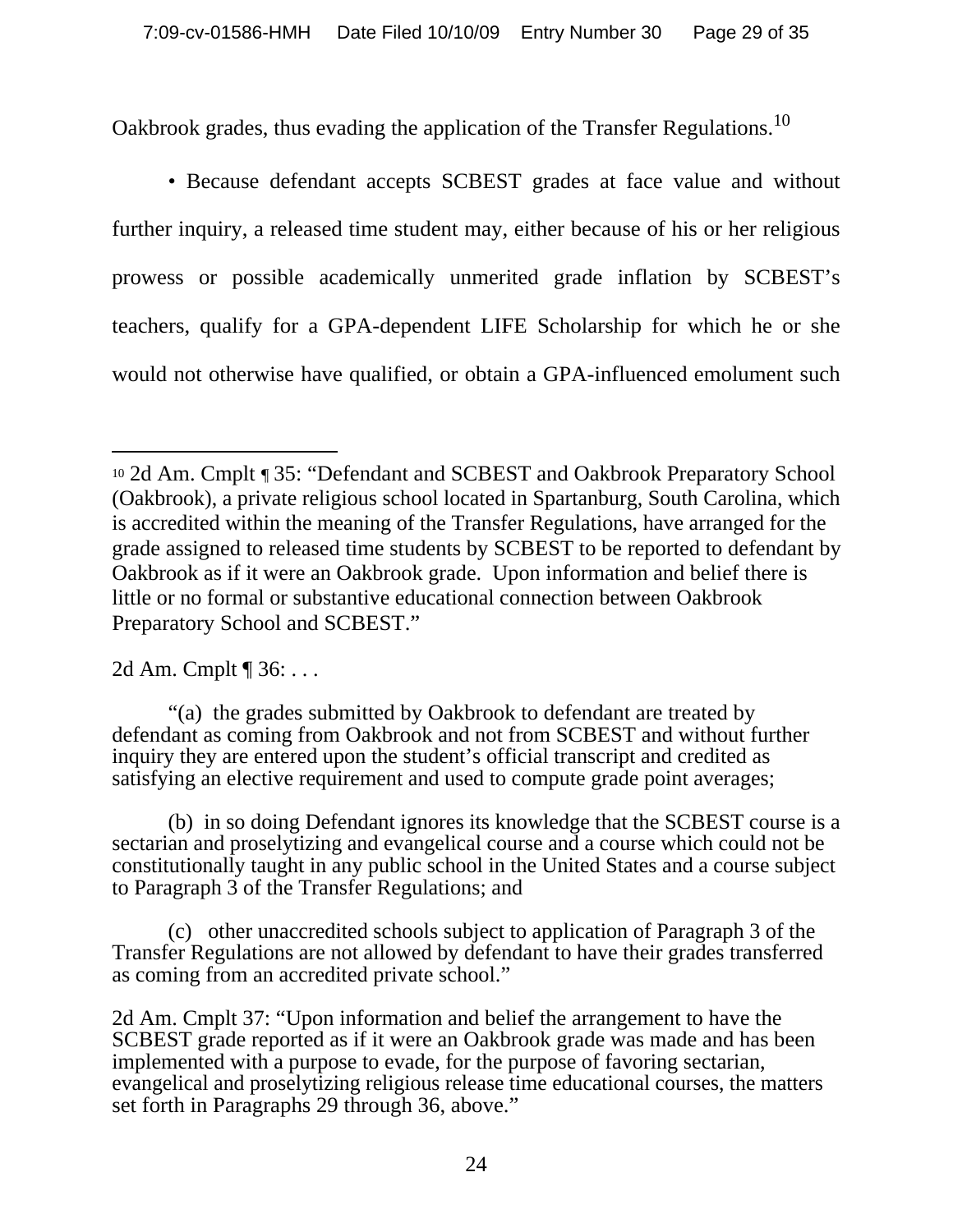Oakbrook grades, thus evading the application of the Transfer Regulations.[10]

• Because defendant accepts SCBEST grades at face value and without further inquiry, a released time student may, either because of his or her religious prowess or possible academically unmerited grade inflation by SCBEST's teachers, qualify for a GPA-dependent LIFE Scholarship for which he or she would not otherwise have qualified, or obtain a GPA-influenced emolument such

---

[10] 2d Am. Cmplt ¶ 35: "Defendant and SCBEST and Oakbrook Preparatory School (Oakbrook), a private religious school located in Spartanburg, South Carolina, which is accredited within the meaning of the Transfer Regulations, have arranged for the grade assigned to released time students by SCBEST to be reported to defendant by Oakbrook as if it were an Oakbrook grade. Upon information and belief there is little or no formal or substantive educational connection between Oakbrook Preparatory School and SCBEST."

2d Am. Cmplt ¶ 36: . . .

"(a) the grades submitted by Oakbrook to defendant are treated by defendant as coming from Oakbrook and not from SCBEST and without further inquiry they are entered upon the student's official transcript and credited as satisfying an elective requirement and used to compute grade point averages;

(b) in so doing Defendant ignores its knowledge that the SCBEST course is a sectarian and proselytizing and evangelical course and a course which could not be constitutionally taught in any public school in the United States and a course subject to Paragraph 3 of the Transfer Regulations; and

(c) other unaccredited schools subject to application of Paragraph 3 of the Transfer Regulations are not allowed by defendant to have their grades transferred as coming from an accredited private school."

2d Am. Cmplt 37: "Upon information and belief the arrangement to have the SCBEST grade reported as if it were an Oakbrook grade was made and has been implemented with a purpose to evade, for the purpose of favoring sectarian, evangelical and proselytizing religious release time educational courses, the matters set forth in Paragraphs 29 through 36, above."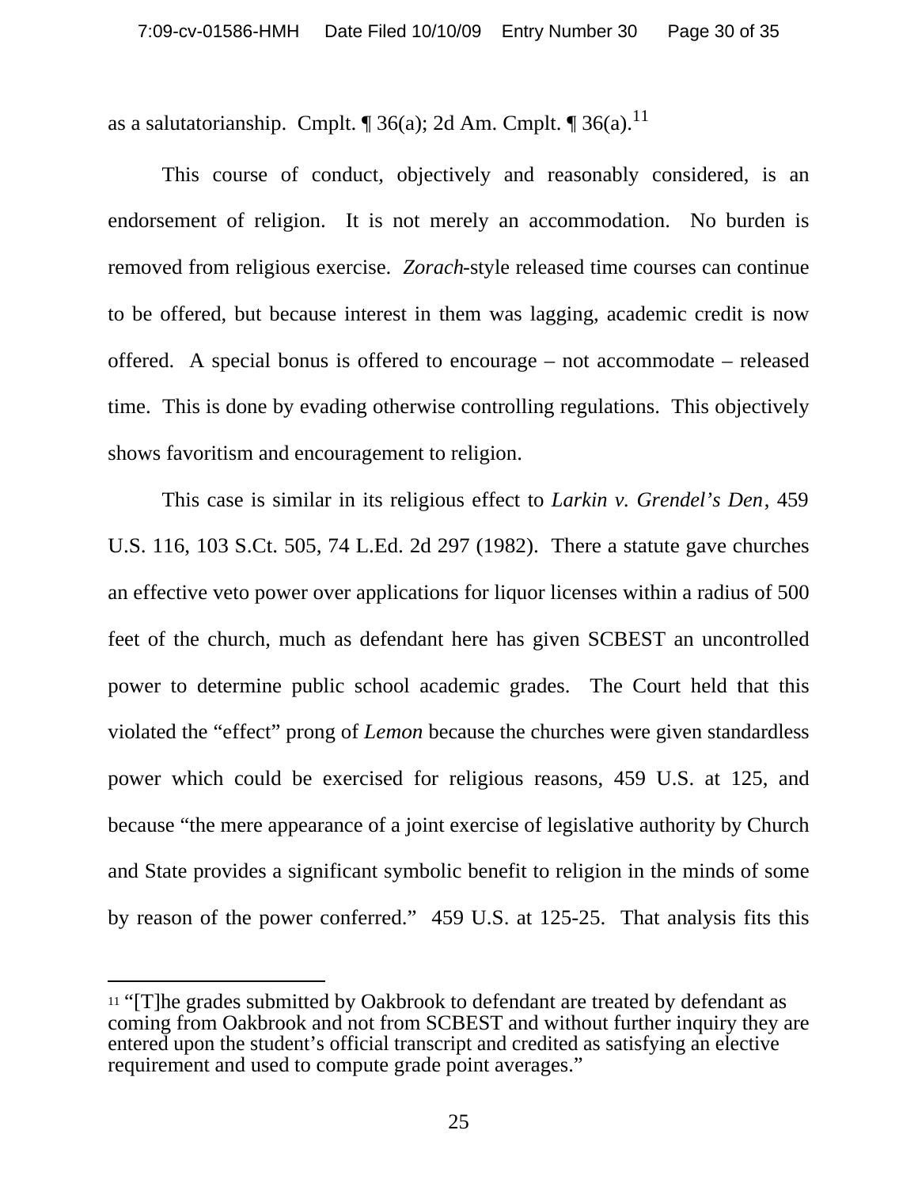as a salutatorianship. Cmplt. ¶ 36(a); 2d Am. Cmplt. ¶ 36(a).[11]

This course of conduct, objectively and reasonably considered, is an endorsement of religion. It is not merely an accommodation. No burden is removed from religious exercise. *Zorach*-style released time courses can continue to be offered, but because interest in them was lagging, academic credit is now offered. A special bonus is offered to encourage – not accommodate – released time. This is done by evading otherwise controlling regulations. This objectively shows favoritism and encouragement to religion.

This case is similar in its religious effect to *Larkin v. Grendel's Den*, 459 U.S. 116, 103 S.Ct. 505, 74 L.Ed. 2d 297 (1982). There a statute gave churches an effective veto power over applications for liquor licenses within a radius of 500 feet of the church, much as defendant here has given SCBEST an uncontrolled power to determine public school academic grades. The Court held that this violated the "effect" prong of *Lemon* because the churches were given standardless power which could be exercised for religious reasons, 459 U.S. at 125, and because "the mere appearance of a joint exercise of legislative authority by Church and State provides a significant symbolic benefit to religion in the minds of some by reason of the power conferred." 459 U.S. at 125-25. That analysis fits this

---

[11] "[T]he grades submitted by Oakbrook to defendant are treated by defendant as coming from Oakbrook and not from SCBEST and without further inquiry they are entered upon the student's official transcript and credited as satisfying an elective requirement and used to compute grade point averages."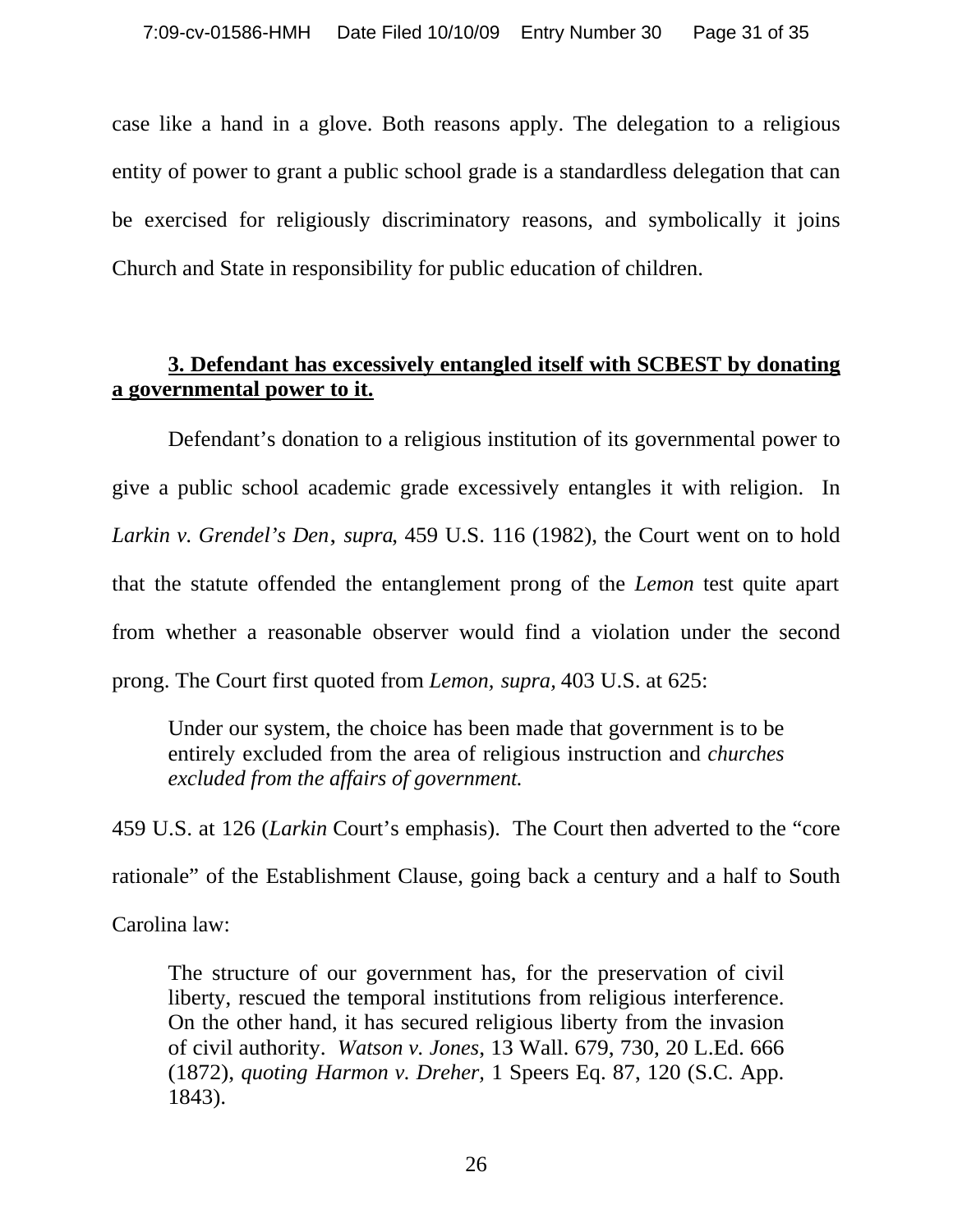case like a hand in a glove. Both reasons apply. The delegation to a religious entity of power to grant a public school grade is a standardless delegation that can be exercised for religiously discriminatory reasons, and symbolically it joins Church and State in responsibility for public education of children.

**3. Defendant has excessively entangled itself with SCBEST by donating a governmental power to it.**

Defendant's donation to a religious institution of its governmental power to give a public school academic grade excessively entangles it with religion. In *Larkin v. Grendel's Den*, *supra*, 459 U.S. 116 (1982), the Court went on to hold that the statute offended the entanglement prong of the *Lemon* test quite apart from whether a reasonable observer would find a violation under the second prong. The Court first quoted from *Lemon, supra*, 403 U.S. at 625:

> Under our system, the choice has been made that government is to be entirely excluded from the area of religious instruction and *churches excluded from the affairs of government.*

459 U.S. at 126 (*Larkin* Court's emphasis). The Court then adverted to the "core rationale" of the Establishment Clause, going back a century and a half to South Carolina law:

> The structure of our government has, for the preservation of civil liberty, rescued the temporal institutions from religious interference. On the other hand, it has secured religious liberty from the invasion of civil authority. *Watson v. Jones*, 13 Wall. 679, 730, 20 L.Ed. 666 (1872), *quoting Harmon v. Dreher*, 1 Speers Eq. 87, 120 (S.C. App. 1843).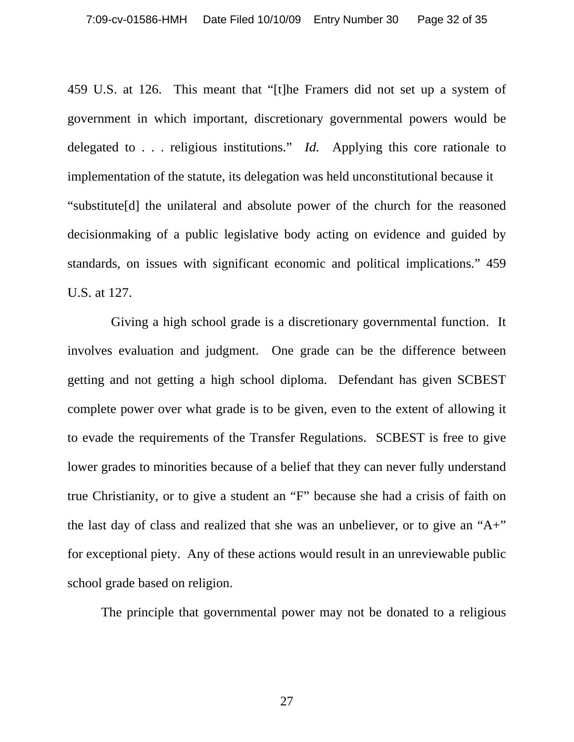459 U.S. at 126. This meant that "[t]he Framers did not set up a system of government in which important, discretionary governmental powers would be delegated to . . . religious institutions." *Id.* Applying this core rationale to implementation of the statute, its delegation was held unconstitutional because it "substitute[d] the unilateral and absolute power of the church for the reasoned decisionmaking of a public legislative body acting on evidence and guided by standards, on issues with significant economic and political implications." 459 U.S. at 127.

Giving a high school grade is a discretionary governmental function. It involves evaluation and judgment. One grade can be the difference between getting and not getting a high school diploma. Defendant has given SCBEST complete power over what grade is to be given, even to the extent of allowing it to evade the requirements of the Transfer Regulations. SCBEST is free to give lower grades to minorities because of a belief that they can never fully understand true Christianity, or to give a student an "F" because she had a crisis of faith on the last day of class and realized that she was an unbeliever, or to give an "A+" for exceptional piety. Any of these actions would result in an unreviewable public school grade based on religion.

The principle that governmental power may not be donated to a religious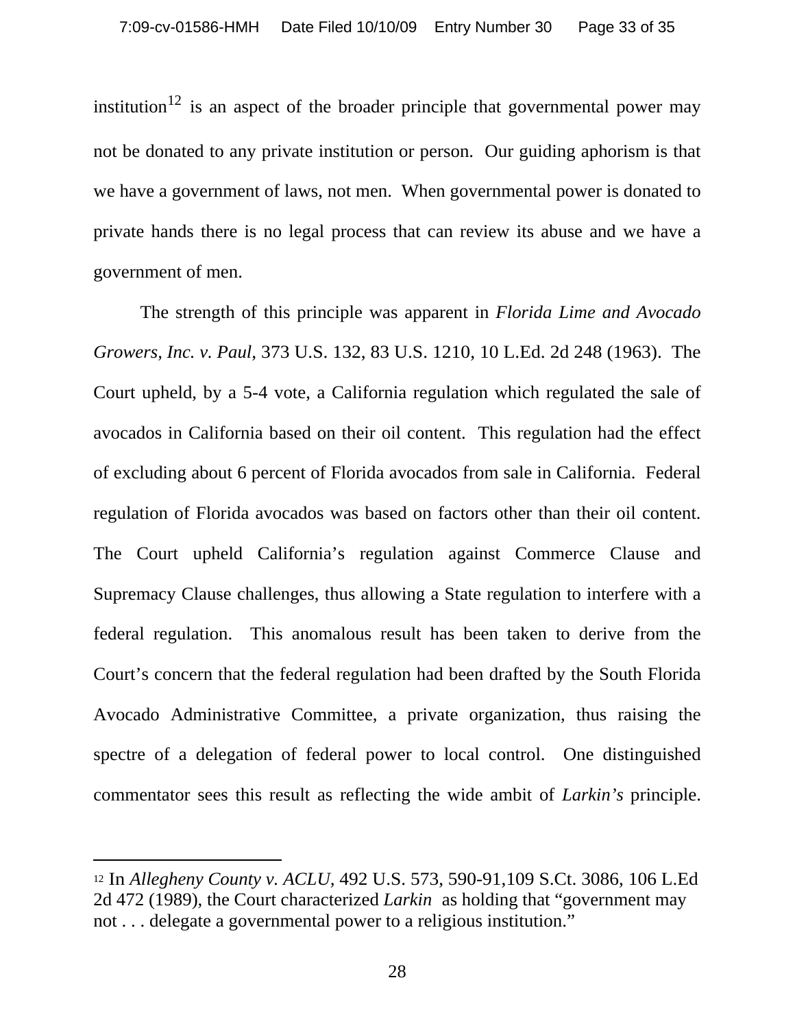institution[12] is an aspect of the broader principle that governmental power may not be donated to any private institution or person. Our guiding aphorism is that we have a government of laws, not men. When governmental power is donated to private hands there is no legal process that can review its abuse and we have a government of men.

The strength of this principle was apparent in *Florida Lime and Avocado Growers, Inc. v. Paul*, 373 U.S. 132, 83 U.S. 1210, 10 L.Ed. 2d 248 (1963). The Court upheld, by a 5-4 vote, a California regulation which regulated the sale of avocados in California based on their oil content. This regulation had the effect of excluding about 6 percent of Florida avocados from sale in California. Federal regulation of Florida avocados was based on factors other than their oil content. The Court upheld California's regulation against Commerce Clause and Supremacy Clause challenges, thus allowing a State regulation to interfere with a federal regulation. This anomalous result has been taken to derive from the Court's concern that the federal regulation had been drafted by the South Florida Avocado Administrative Committee, a private organization, thus raising the spectre of a delegation of federal power to local control. One distinguished commentator sees this result as reflecting the wide ambit of *Larkin's* principle.

---

[12] In *Allegheny County v. ACLU*, 492 U.S. 573, 590-91,109 S.Ct. 3086, 106 L.Ed 2d 472 (1989), the Court characterized *Larkin* as holding that "government may not . . . delegate a governmental power to a religious institution."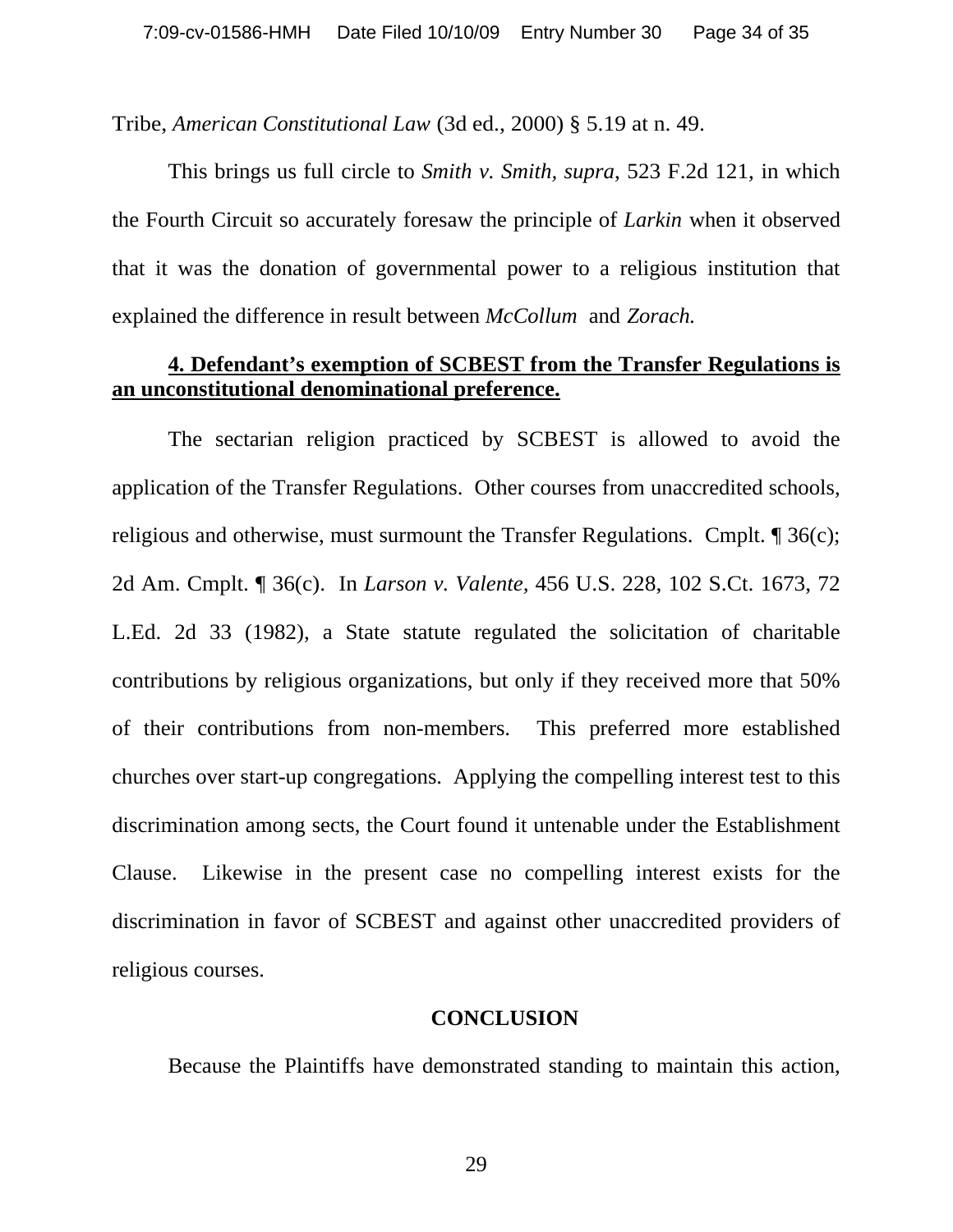Tribe, *American Constitutional Law* (3d ed., 2000) § 5.19 at n. 49.

This brings us full circle to *Smith v. Smith, supra*, 523 F.2d 121, in which the Fourth Circuit so accurately foresaw the principle of *Larkin* when it observed that it was the donation of governmental power to a religious institution that explained the difference in result between *McCollum* and *Zorach.*

**4. Defendant's exemption of SCBEST from the Transfer Regulations is an unconstitutional denominational preference.**

The sectarian religion practiced by SCBEST is allowed to avoid the application of the Transfer Regulations. Other courses from unaccredited schools, religious and otherwise, must surmount the Transfer Regulations. Cmplt. ¶ 36(c); 2d Am. Cmplt. ¶ 36(c). In *Larson v. Valente,* 456 U.S. 228, 102 S.Ct. 1673, 72 L.Ed. 2d 33 (1982), a State statute regulated the solicitation of charitable contributions by religious organizations, but only if they received more that 50% of their contributions from non-members. This preferred more established churches over start-up congregations. Applying the compelling interest test to this discrimination among sects, the Court found it untenable under the Establishment Clause. Likewise in the present case no compelling interest exists for the discrimination in favor of SCBEST and against other unaccredited providers of religious courses.

**CONCLUSION**

Because the Plaintiffs have demonstrated standing to maintain this action,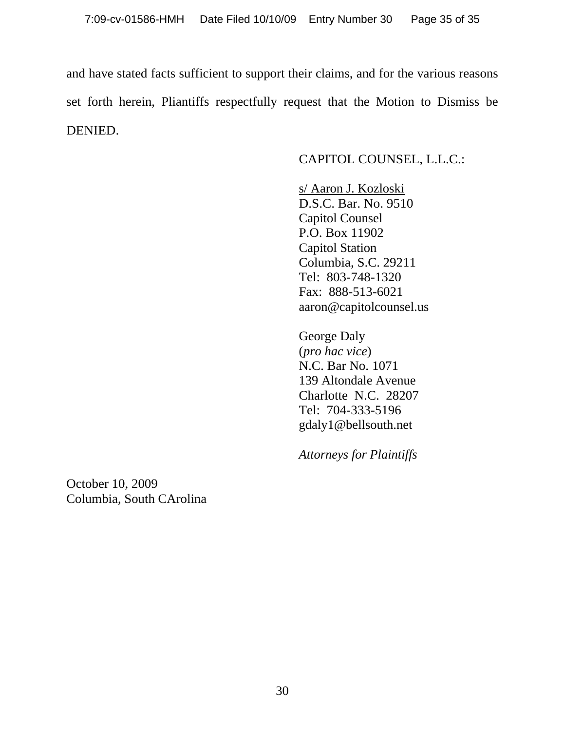and have stated facts sufficient to support their claims, and for the various reasons set forth herein, Pliantiffs respectfully request that the Motion to Dismiss be DENIED.

CAPITOL COUNSEL, L.L.C.:

s/ Aaron J. Kozloski
D.S.C. Bar. No. 9510
Capitol Counsel
P.O. Box 11902
Capitol Station
Columbia, S.C. 29211
Tel: 803-748-1320
Fax: 888-513-6021
aaron@capitolcounsel.us

George Daly
(*pro hac vice*)
N.C. Bar No. 1071
139 Altondale Avenue
Charlotte N.C. 28207
Tel: 704-333-5196
gdaly1@bellsouth.net

*Attorneys for Plaintiffs*

October 10, 2009
Columbia, South CArolina